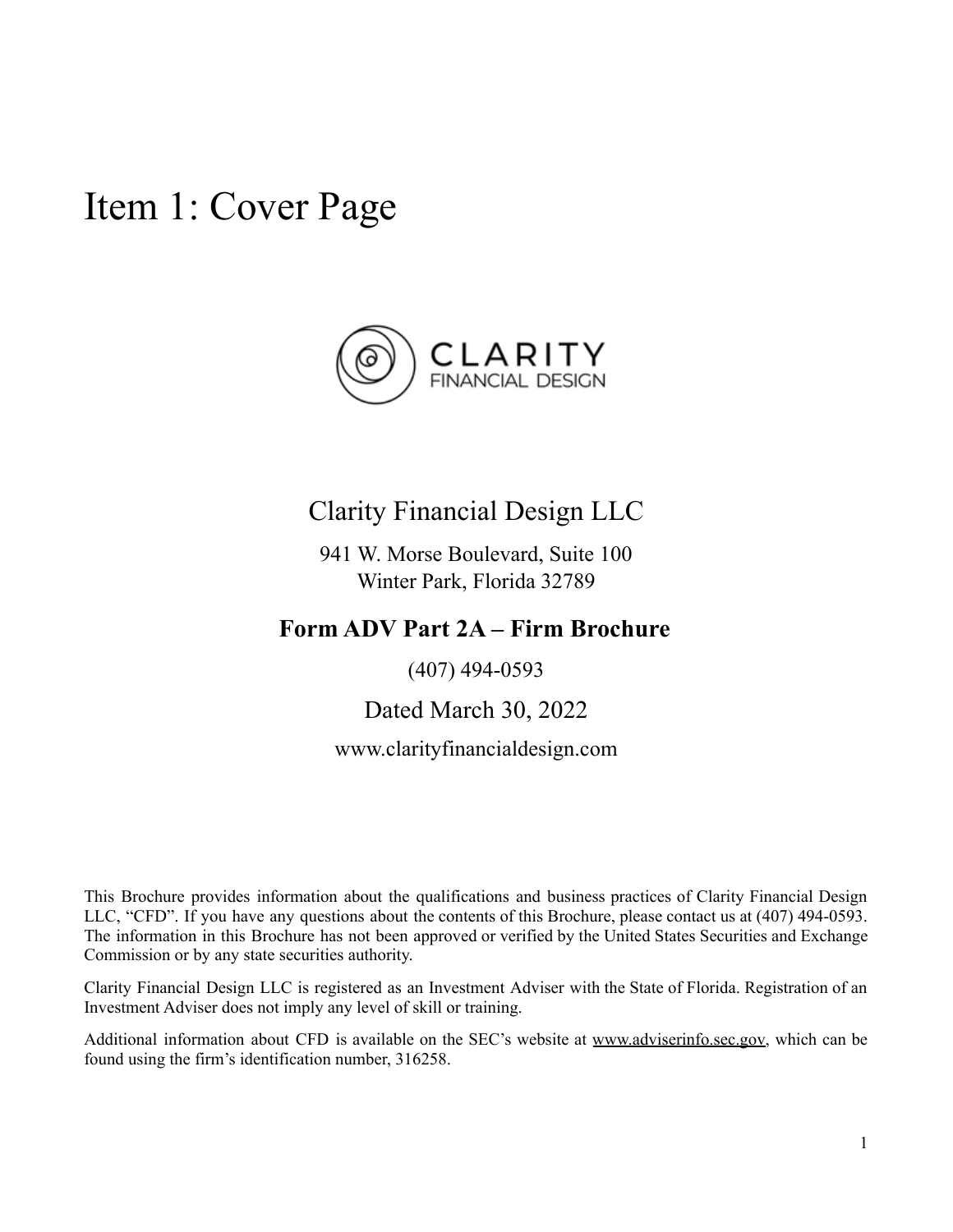# Item 1: Cover Page

CLARITY
FINANCIAL DESIGN

Clarity Financial Design LLC

941 W. Morse Boulevard, Suite 100
Winter Park, Florida 32789

**Form ADV Part 2A – Firm Brochure**

(407) 494-0593

Dated March 30, 2022

www.clarityfinancialdesign.com

This Brochure provides information about the qualifications and business practices of Clarity Financial Design LLC, "CFD". If you have any questions about the contents of this Brochure, please contact us at (407) 494-0593. The information in this Brochure has not been approved or verified by the United States Securities and Exchange Commission or by any state securities authority.

Clarity Financial Design LLC is registered as an Investment Adviser with the State of Florida. Registration of an Investment Adviser does not imply any level of skill or training.

Additional information about CFD is available on the SEC's website at www.adviserinfo.sec.gov, which can be found using the firm's identification number, 316258.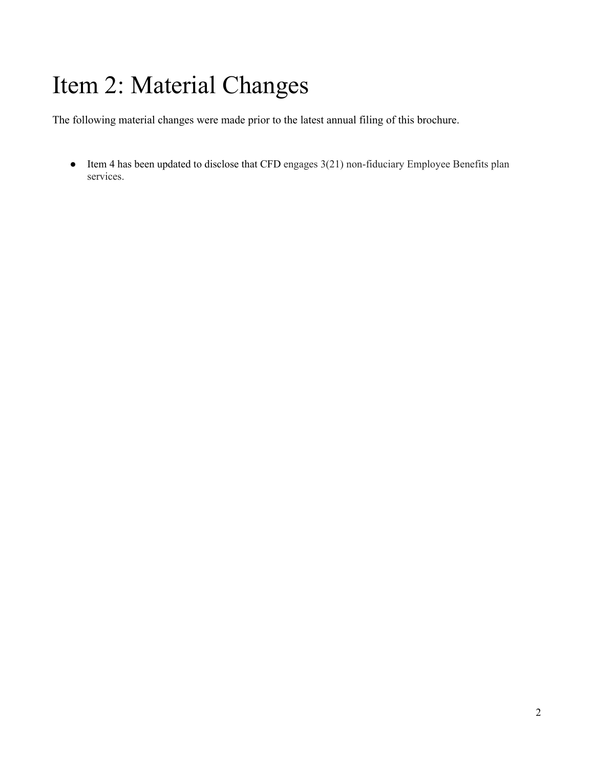# Item 2: Material Changes

The following material changes were made prior to the latest annual filing of this brochure.

- Item 4 has been updated to disclose that CFD engages 3(21) non-fiduciary Employee Benefits plan services.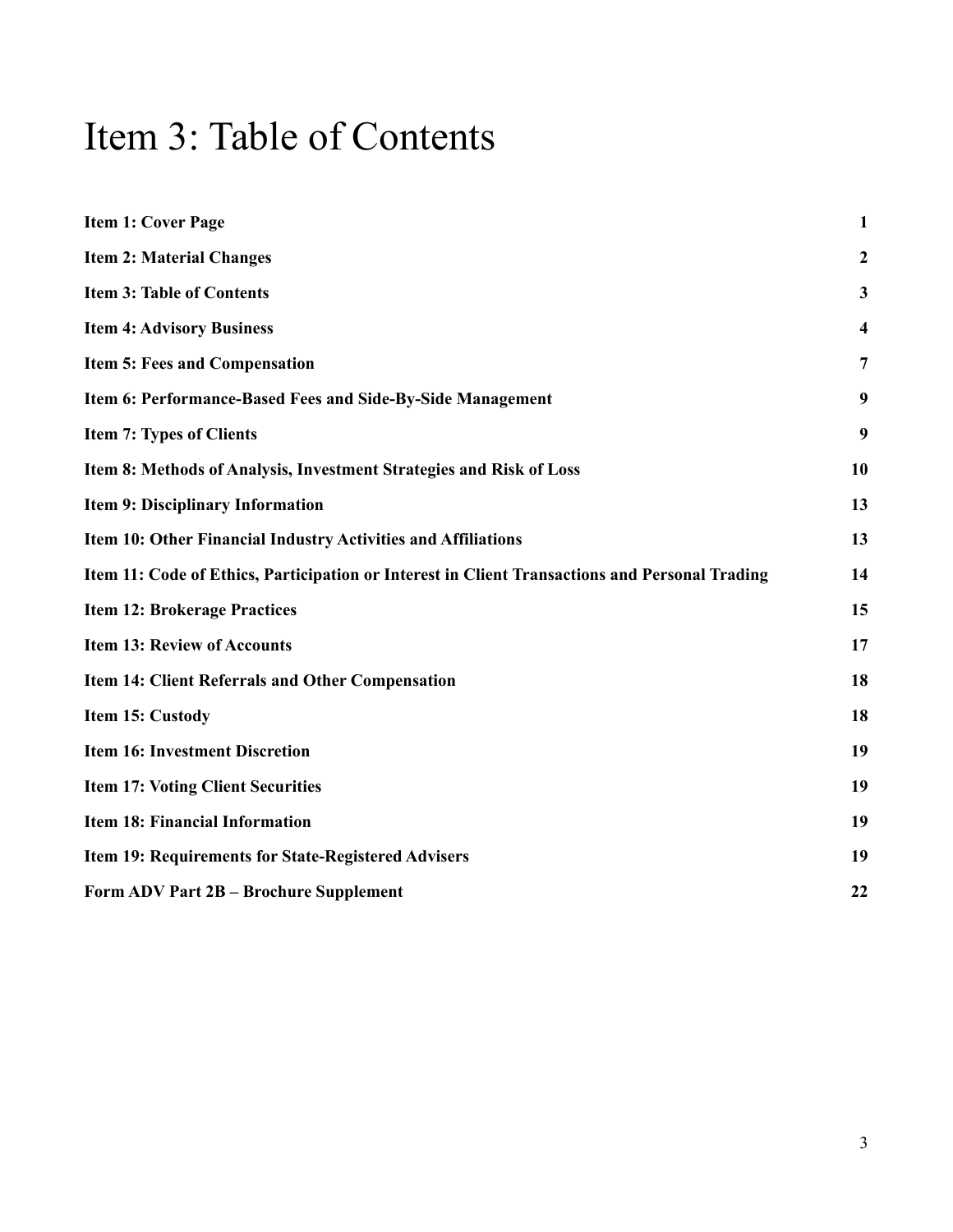# Item 3: Table of Contents

| | |
|---|---|
| **Item 1: Cover Page** | **1** |
| **Item 2: Material Changes** | **2** |
| **Item 3: Table of Contents** | **3** |
| **Item 4: Advisory Business** | **4** |
| **Item 5: Fees and Compensation** | **7** |
| **Item 6: Performance-Based Fees and Side-By-Side Management** | **9** |
| **Item 7: Types of Clients** | **9** |
| **Item 8: Methods of Analysis, Investment Strategies and Risk of Loss** | **10** |
| **Item 9: Disciplinary Information** | **13** |
| **Item 10: Other Financial Industry Activities and Affiliations** | **13** |
| **Item 11: Code of Ethics, Participation or Interest in Client Transactions and Personal Trading** | **14** |
| **Item 12: Brokerage Practices** | **15** |
| **Item 13: Review of Accounts** | **17** |
| **Item 14: Client Referrals and Other Compensation** | **18** |
| **Item 15: Custody** | **18** |
| **Item 16: Investment Discretion** | **19** |
| **Item 17: Voting Client Securities** | **19** |
| **Item 18: Financial Information** | **19** |
| **Item 19: Requirements for State-Registered Advisers** | **19** |
| **Form ADV Part 2B – Brochure Supplement** | **22** |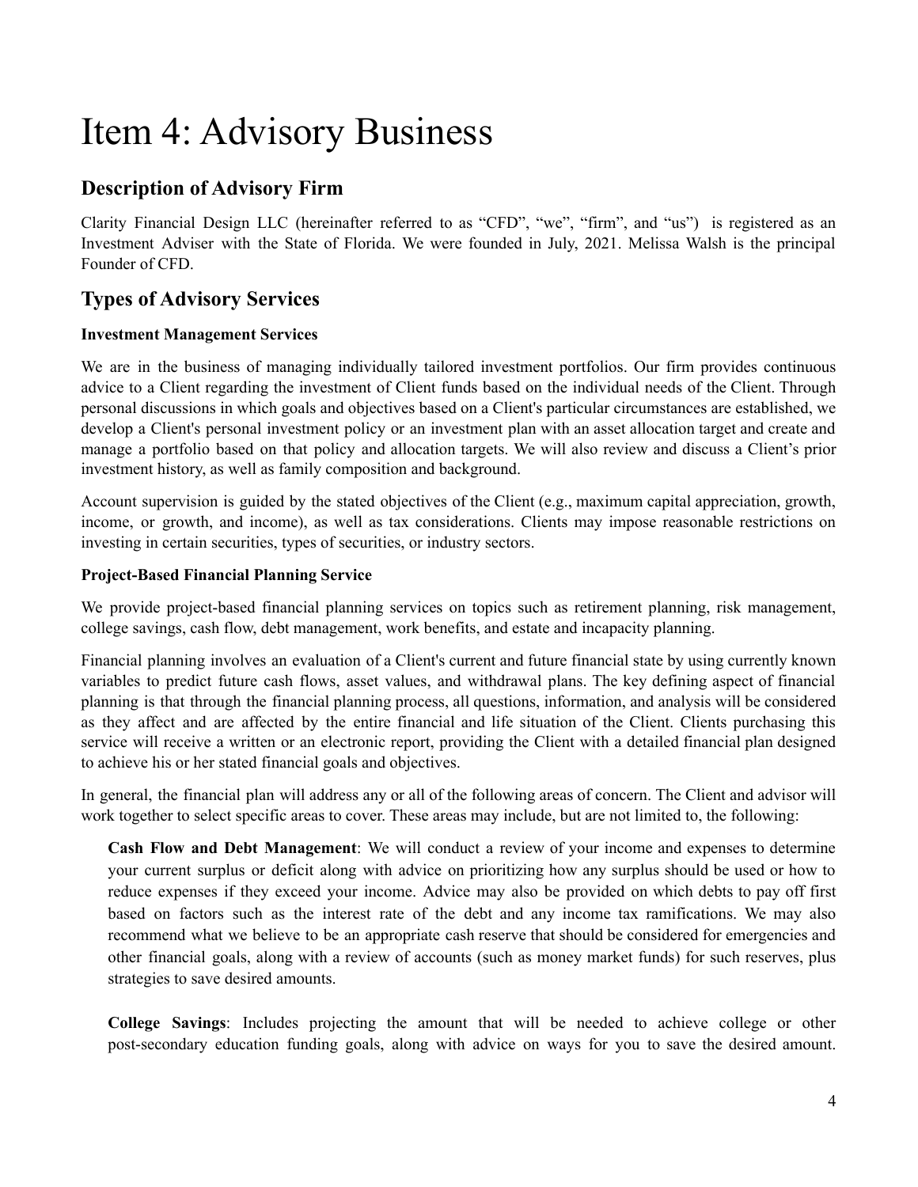# Item 4: Advisory Business

## Description of Advisory Firm

Clarity Financial Design LLC (hereinafter referred to as "CFD", "we", "firm", and "us") is registered as an Investment Adviser with the State of Florida. We were founded in July, 2021. Melissa Walsh is the principal Founder of CFD.

## Types of Advisory Services

**Investment Management Services**

We are in the business of managing individually tailored investment portfolios. Our firm provides continuous advice to a Client regarding the investment of Client funds based on the individual needs of the Client. Through personal discussions in which goals and objectives based on a Client's particular circumstances are established, we develop a Client's personal investment policy or an investment plan with an asset allocation target and create and manage a portfolio based on that policy and allocation targets. We will also review and discuss a Client's prior investment history, as well as family composition and background.

Account supervision is guided by the stated objectives of the Client (e.g., maximum capital appreciation, growth, income, or growth, and income), as well as tax considerations. Clients may impose reasonable restrictions on investing in certain securities, types of securities, or industry sectors.

**Project-Based Financial Planning Service**

We provide project-based financial planning services on topics such as retirement planning, risk management, college savings, cash flow, debt management, work benefits, and estate and incapacity planning.

Financial planning involves an evaluation of a Client's current and future financial state by using currently known variables to predict future cash flows, asset values, and withdrawal plans. The key defining aspect of financial planning is that through the financial planning process, all questions, information, and analysis will be considered as they affect and are affected by the entire financial and life situation of the Client. Clients purchasing this service will receive a written or an electronic report, providing the Client with a detailed financial plan designed to achieve his or her stated financial goals and objectives.

In general, the financial plan will address any or all of the following areas of concern. The Client and advisor will work together to select specific areas to cover. These areas may include, but are not limited to, the following:

**Cash Flow and Debt Management**: We will conduct a review of your income and expenses to determine your current surplus or deficit along with advice on prioritizing how any surplus should be used or how to reduce expenses if they exceed your income. Advice may also be provided on which debts to pay off first based on factors such as the interest rate of the debt and any income tax ramifications. We may also recommend what we believe to be an appropriate cash reserve that should be considered for emergencies and other financial goals, along with a review of accounts (such as money market funds) for such reserves, plus strategies to save desired amounts.

**College Savings**: Includes projecting the amount that will be needed to achieve college or other post-secondary education funding goals, along with advice on ways for you to save the desired amount.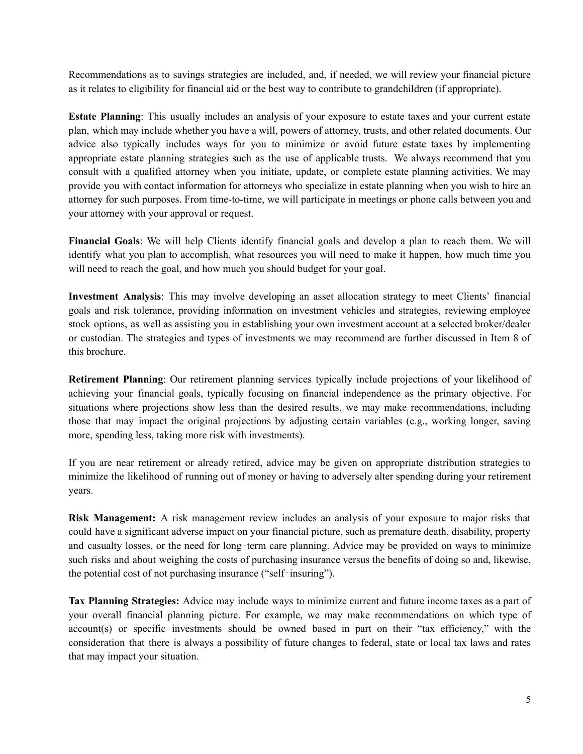Recommendations as to savings strategies are included, and, if needed, we will review your financial picture as it relates to eligibility for financial aid or the best way to contribute to grandchildren (if appropriate).

**Estate Planning**: This usually includes an analysis of your exposure to estate taxes and your current estate plan, which may include whether you have a will, powers of attorney, trusts, and other related documents. Our advice also typically includes ways for you to minimize or avoid future estate taxes by implementing appropriate estate planning strategies such as the use of applicable trusts. We always recommend that you consult with a qualified attorney when you initiate, update, or complete estate planning activities. We may provide you with contact information for attorneys who specialize in estate planning when you wish to hire an attorney for such purposes. From time-to-time, we will participate in meetings or phone calls between you and your attorney with your approval or request.

**Financial Goals**: We will help Clients identify financial goals and develop a plan to reach them. We will identify what you plan to accomplish, what resources you will need to make it happen, how much time you will need to reach the goal, and how much you should budget for your goal.

**Investment Analysis**: This may involve developing an asset allocation strategy to meet Clients' financial goals and risk tolerance, providing information on investment vehicles and strategies, reviewing employee stock options, as well as assisting you in establishing your own investment account at a selected broker/dealer or custodian. The strategies and types of investments we may recommend are further discussed in Item 8 of this brochure.

**Retirement Planning**: Our retirement planning services typically include projections of your likelihood of achieving your financial goals, typically focusing on financial independence as the primary objective. For situations where projections show less than the desired results, we may make recommendations, including those that may impact the original projections by adjusting certain variables (e.g., working longer, saving more, spending less, taking more risk with investments).

If you are near retirement or already retired, advice may be given on appropriate distribution strategies to minimize the likelihood of running out of money or having to adversely alter spending during your retirement years.

**Risk Management:** A risk management review includes an analysis of your exposure to major risks that could have a significant adverse impact on your financial picture, such as premature death, disability, property and casualty losses, or the need for long‐term care planning. Advice may be provided on ways to minimize such risks and about weighing the costs of purchasing insurance versus the benefits of doing so and, likewise, the potential cost of not purchasing insurance ("self‐insuring").

**Tax Planning Strategies:** Advice may include ways to minimize current and future income taxes as a part of your overall financial planning picture. For example, we may make recommendations on which type of account(s) or specific investments should be owned based in part on their "tax efficiency," with the consideration that there is always a possibility of future changes to federal, state or local tax laws and rates that may impact your situation.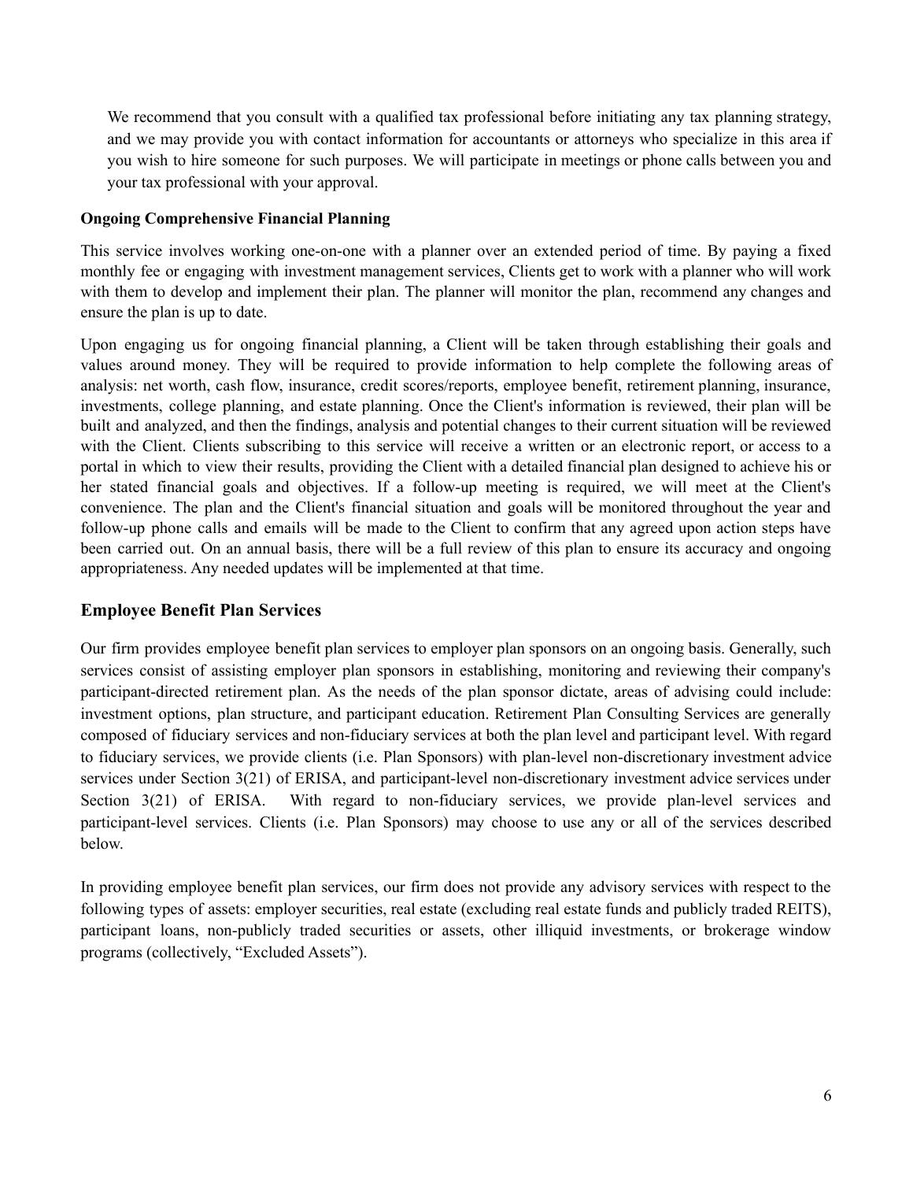We recommend that you consult with a qualified tax professional before initiating any tax planning strategy, and we may provide you with contact information for accountants or attorneys who specialize in this area if you wish to hire someone for such purposes. We will participate in meetings or phone calls between you and your tax professional with your approval.

**Ongoing Comprehensive Financial Planning**

This service involves working one-on-one with a planner over an extended period of time. By paying a fixed monthly fee or engaging with investment management services, Clients get to work with a planner who will work with them to develop and implement their plan. The planner will monitor the plan, recommend any changes and ensure the plan is up to date.

Upon engaging us for ongoing financial planning, a Client will be taken through establishing their goals and values around money. They will be required to provide information to help complete the following areas of analysis: net worth, cash flow, insurance, credit scores/reports, employee benefit, retirement planning, insurance, investments, college planning, and estate planning. Once the Client's information is reviewed, their plan will be built and analyzed, and then the findings, analysis and potential changes to their current situation will be reviewed with the Client. Clients subscribing to this service will receive a written or an electronic report, or access to a portal in which to view their results, providing the Client with a detailed financial plan designed to achieve his or her stated financial goals and objectives. If a follow-up meeting is required, we will meet at the Client's convenience. The plan and the Client's financial situation and goals will be monitored throughout the year and follow-up phone calls and emails will be made to the Client to confirm that any agreed upon action steps have been carried out. On an annual basis, there will be a full review of this plan to ensure its accuracy and ongoing appropriateness. Any needed updates will be implemented at that time.

## Employee Benefit Plan Services

Our firm provides employee benefit plan services to employer plan sponsors on an ongoing basis. Generally, such services consist of assisting employer plan sponsors in establishing, monitoring and reviewing their company's participant-directed retirement plan. As the needs of the plan sponsor dictate, areas of advising could include: investment options, plan structure, and participant education. Retirement Plan Consulting Services are generally composed of fiduciary services and non-fiduciary services at both the plan level and participant level. With regard to fiduciary services, we provide clients (i.e. Plan Sponsors) with plan-level non-discretionary investment advice services under Section 3(21) of ERISA, and participant-level non-discretionary investment advice services under Section 3(21) of ERISA. With regard to non-fiduciary services, we provide plan-level services and participant-level services. Clients (i.e. Plan Sponsors) may choose to use any or all of the services described below.

In providing employee benefit plan services, our firm does not provide any advisory services with respect to the following types of assets: employer securities, real estate (excluding real estate funds and publicly traded REITS), participant loans, non-publicly traded securities or assets, other illiquid investments, or brokerage window programs (collectively, "Excluded Assets").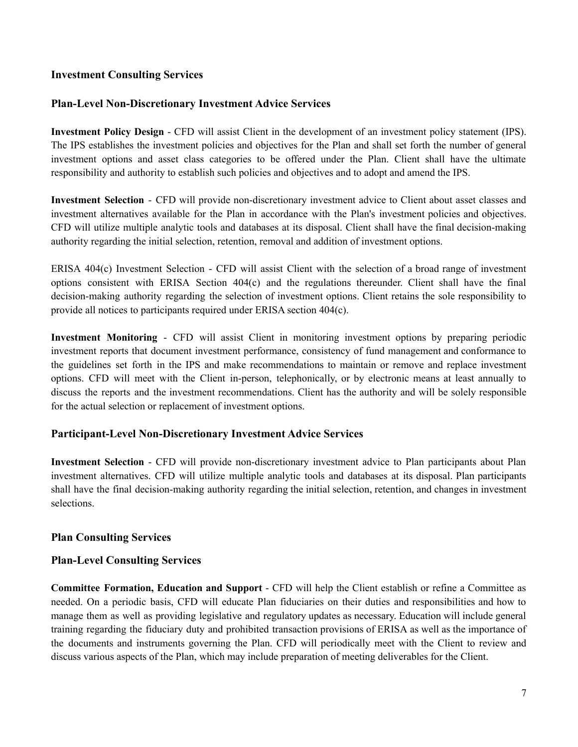## Investment Consulting Services

### Plan-Level Non-Discretionary Investment Advice Services

**Investment Policy Design** - CFD will assist Client in the development of an investment policy statement (IPS). The IPS establishes the investment policies and objectives for the Plan and shall set forth the number of general investment options and asset class categories to be offered under the Plan. Client shall have the ultimate responsibility and authority to establish such policies and objectives and to adopt and amend the IPS.

**Investment Selection** - CFD will provide non-discretionary investment advice to Client about asset classes and investment alternatives available for the Plan in accordance with the Plan's investment policies and objectives. CFD will utilize multiple analytic tools and databases at its disposal. Client shall have the final decision-making authority regarding the initial selection, retention, removal and addition of investment options.

ERISA 404(c) Investment Selection - CFD will assist Client with the selection of a broad range of investment options consistent with ERISA Section 404(c) and the regulations thereunder. Client shall have the final decision-making authority regarding the selection of investment options. Client retains the sole responsibility to provide all notices to participants required under ERISA section 404(c).

**Investment Monitoring** - CFD will assist Client in monitoring investment options by preparing periodic investment reports that document investment performance, consistency of fund management and conformance to the guidelines set forth in the IPS and make recommendations to maintain or remove and replace investment options. CFD will meet with the Client in-person, telephonically, or by electronic means at least annually to discuss the reports and the investment recommendations. Client has the authority and will be solely responsible for the actual selection or replacement of investment options.

### Participant-Level Non-Discretionary Investment Advice Services

**Investment Selection** - CFD will provide non-discretionary investment advice to Plan participants about Plan investment alternatives. CFD will utilize multiple analytic tools and databases at its disposal. Plan participants shall have the final decision-making authority regarding the initial selection, retention, and changes in investment selections.

## Plan Consulting Services

### Plan-Level Consulting Services

**Committee Formation, Education and Support** - CFD will help the Client establish or refine a Committee as needed. On a periodic basis, CFD will educate Plan fiduciaries on their duties and responsibilities and how to manage them as well as providing legislative and regulatory updates as necessary. Education will include general training regarding the fiduciary duty and prohibited transaction provisions of ERISA as well as the importance of the documents and instruments governing the Plan. CFD will periodically meet with the Client to review and discuss various aspects of the Plan, which may include preparation of meeting deliverables for the Client.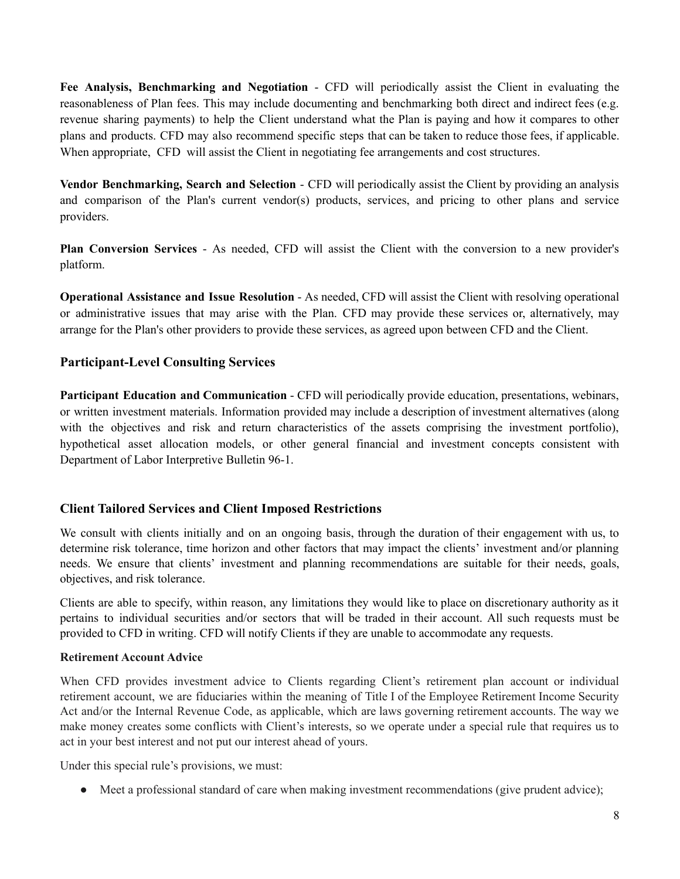**Fee Analysis, Benchmarking and Negotiation** - CFD will periodically assist the Client in evaluating the reasonableness of Plan fees. This may include documenting and benchmarking both direct and indirect fees (e.g. revenue sharing payments) to help the Client understand what the Plan is paying and how it compares to other plans and products. CFD may also recommend specific steps that can be taken to reduce those fees, if applicable. When appropriate, CFD will assist the Client in negotiating fee arrangements and cost structures.

**Vendor Benchmarking, Search and Selection** - CFD will periodically assist the Client by providing an analysis and comparison of the Plan's current vendor(s) products, services, and pricing to other plans and service providers.

**Plan Conversion Services** - As needed, CFD will assist the Client with the conversion to a new provider's platform.

**Operational Assistance and Issue Resolution** - As needed, CFD will assist the Client with resolving operational or administrative issues that may arise with the Plan. CFD may provide these services or, alternatively, may arrange for the Plan's other providers to provide these services, as agreed upon between CFD and the Client.

## Participant-Level Consulting Services

**Participant Education and Communication** - CFD will periodically provide education, presentations, webinars, or written investment materials. Information provided may include a description of investment alternatives (along with the objectives and risk and return characteristics of the assets comprising the investment portfolio), hypothetical asset allocation models, or other general financial and investment concepts consistent with Department of Labor Interpretive Bulletin 96-1.

## Client Tailored Services and Client Imposed Restrictions

We consult with clients initially and on an ongoing basis, through the duration of their engagement with us, to determine risk tolerance, time horizon and other factors that may impact the clients' investment and/or planning needs. We ensure that clients' investment and planning recommendations are suitable for their needs, goals, objectives, and risk tolerance.

Clients are able to specify, within reason, any limitations they would like to place on discretionary authority as it pertains to individual securities and/or sectors that will be traded in their account. All such requests must be provided to CFD in writing. CFD will notify Clients if they are unable to accommodate any requests.

**Retirement Account Advice**

When CFD provides investment advice to Clients regarding Client's retirement plan account or individual retirement account, we are fiduciaries within the meaning of Title I of the Employee Retirement Income Security Act and/or the Internal Revenue Code, as applicable, which are laws governing retirement accounts. The way we make money creates some conflicts with Client's interests, so we operate under a special rule that requires us to act in your best interest and not put our interest ahead of yours.

Under this special rule's provisions, we must:

- Meet a professional standard of care when making investment recommendations (give prudent advice);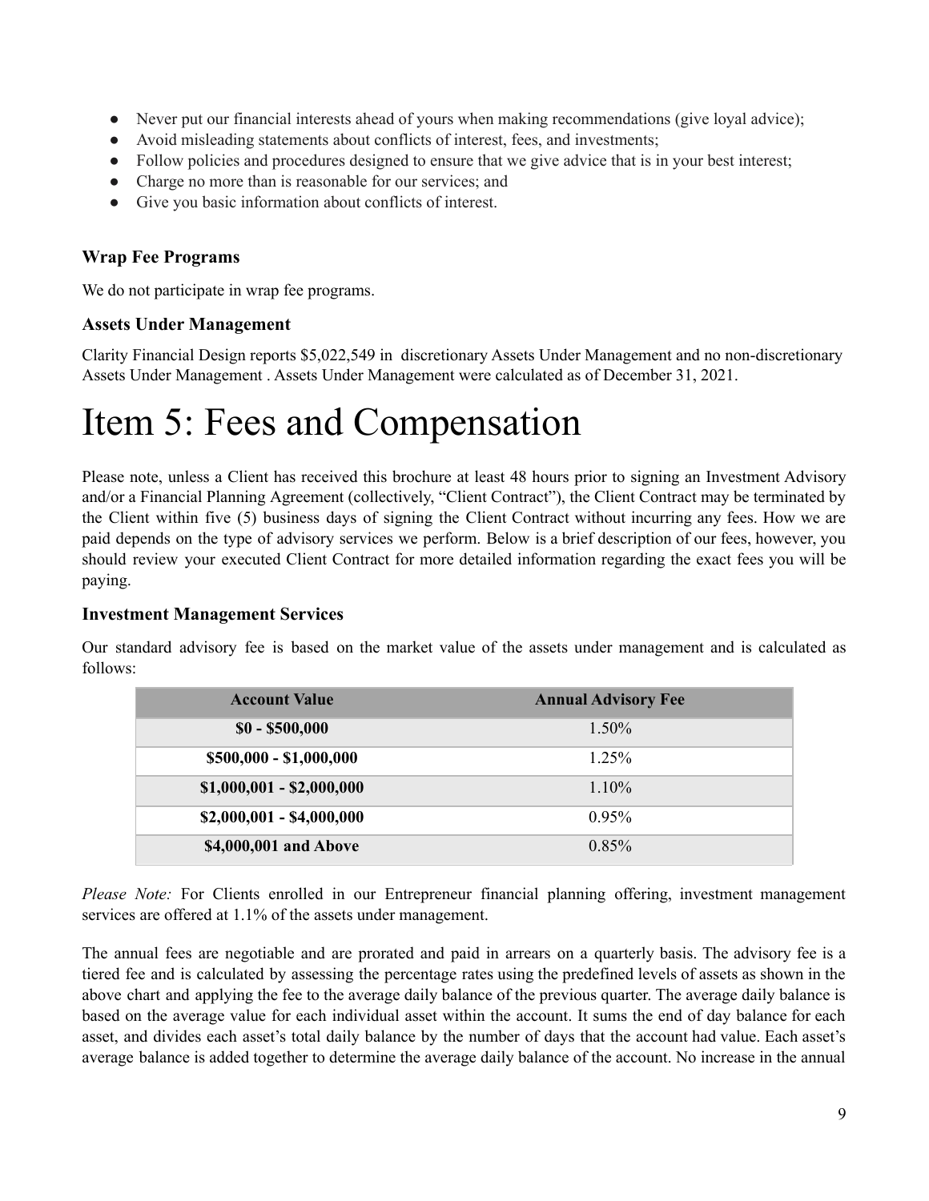- Never put our financial interests ahead of yours when making recommendations (give loyal advice);
- Avoid misleading statements about conflicts of interest, fees, and investments;
- Follow policies and procedures designed to ensure that we give advice that is in your best interest;
- Charge no more than is reasonable for our services; and
- Give you basic information about conflicts of interest.

### Wrap Fee Programs

We do not participate in wrap fee programs.

### Assets Under Management

Clarity Financial Design reports $5,022,549 in discretionary Assets Under Management and no non-discretionary Assets Under Management . Assets Under Management were calculated as of December 31, 2021.

# Item 5: Fees and Compensation

Please note, unless a Client has received this brochure at least 48 hours prior to signing an Investment Advisory and/or a Financial Planning Agreement (collectively, "Client Contract"), the Client Contract may be terminated by the Client within five (5) business days of signing the Client Contract without incurring any fees. How we are paid depends on the type of advisory services we perform. Below is a brief description of our fees, however, you should review your executed Client Contract for more detailed information regarding the exact fees you will be paying.

### Investment Management Services

Our standard advisory fee is based on the market value of the assets under management and is calculated as follows:

| Account Value | Annual Advisory Fee |
|---|---|
| **$0 - $500,000** | 1.50% |
| **$500,000 - $1,000,000** | 1.25% |
| **$1,000,001 - $2,000,000** | 1.10% |
| **$2,000,001 - $4,000,000** | 0.95% |
| **$4,000,001 and Above** | 0.85% |

*Please Note:* For Clients enrolled in our Entrepreneur financial planning offering, investment management services are offered at 1.1% of the assets under management.

The annual fees are negotiable and are prorated and paid in arrears on a quarterly basis. The advisory fee is a tiered fee and is calculated by assessing the percentage rates using the predefined levels of assets as shown in the above chart and applying the fee to the average daily balance of the previous quarter. The average daily balance is based on the average value for each individual asset within the account. It sums the end of day balance for each asset, and divides each asset's total daily balance by the number of days that the account had value. Each asset's average balance is added together to determine the average daily balance of the account. No increase in the annual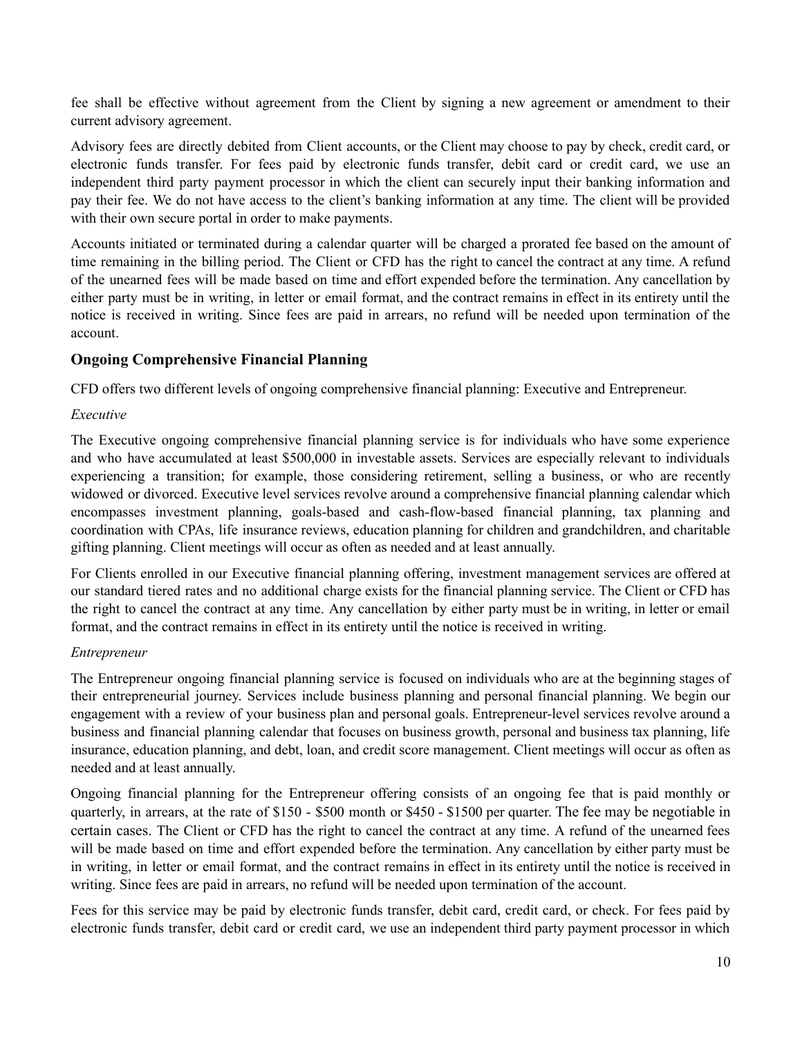fee shall be effective without agreement from the Client by signing a new agreement or amendment to their current advisory agreement.

Advisory fees are directly debited from Client accounts, or the Client may choose to pay by check, credit card, or electronic funds transfer. For fees paid by electronic funds transfer, debit card or credit card, we use an independent third party payment processor in which the client can securely input their banking information and pay their fee. We do not have access to the client's banking information at any time. The client will be provided with their own secure portal in order to make payments.

Accounts initiated or terminated during a calendar quarter will be charged a prorated fee based on the amount of time remaining in the billing period. The Client or CFD has the right to cancel the contract at any time. A refund of the unearned fees will be made based on time and effort expended before the termination. Any cancellation by either party must be in writing, in letter or email format, and the contract remains in effect in its entirety until the notice is received in writing. Since fees are paid in arrears, no refund will be needed upon termination of the account.

### Ongoing Comprehensive Financial Planning

CFD offers two different levels of ongoing comprehensive financial planning: Executive and Entrepreneur.

*Executive*

The Executive ongoing comprehensive financial planning service is for individuals who have some experience and who have accumulated at least $500,000 in investable assets. Services are especially relevant to individuals experiencing a transition; for example, those considering retirement, selling a business, or who are recently widowed or divorced. Executive level services revolve around a comprehensive financial planning calendar which encompasses investment planning, goals-based and cash-flow-based financial planning, tax planning and coordination with CPAs, life insurance reviews, education planning for children and grandchildren, and charitable gifting planning. Client meetings will occur as often as needed and at least annually.

For Clients enrolled in our Executive financial planning offering, investment management services are offered at our standard tiered rates and no additional charge exists for the financial planning service. The Client or CFD has the right to cancel the contract at any time. Any cancellation by either party must be in writing, in letter or email format, and the contract remains in effect in its entirety until the notice is received in writing.

*Entrepreneur*

The Entrepreneur ongoing financial planning service is focused on individuals who are at the beginning stages of their entrepreneurial journey. Services include business planning and personal financial planning. We begin our engagement with a review of your business plan and personal goals. Entrepreneur-level services revolve around a business and financial planning calendar that focuses on business growth, personal and business tax planning, life insurance, education planning, and debt, loan, and credit score management. Client meetings will occur as often as needed and at least annually.

Ongoing financial planning for the Entrepreneur offering consists of an ongoing fee that is paid monthly or quarterly, in arrears, at the rate of $150 - $500 month or $450 - $1500 per quarter. The fee may be negotiable in certain cases. The Client or CFD has the right to cancel the contract at any time. A refund of the unearned fees will be made based on time and effort expended before the termination. Any cancellation by either party must be in writing, in letter or email format, and the contract remains in effect in its entirety until the notice is received in writing. Since fees are paid in arrears, no refund will be needed upon termination of the account.

Fees for this service may be paid by electronic funds transfer, debit card, credit card, or check. For fees paid by electronic funds transfer, debit card or credit card, we use an independent third party payment processor in which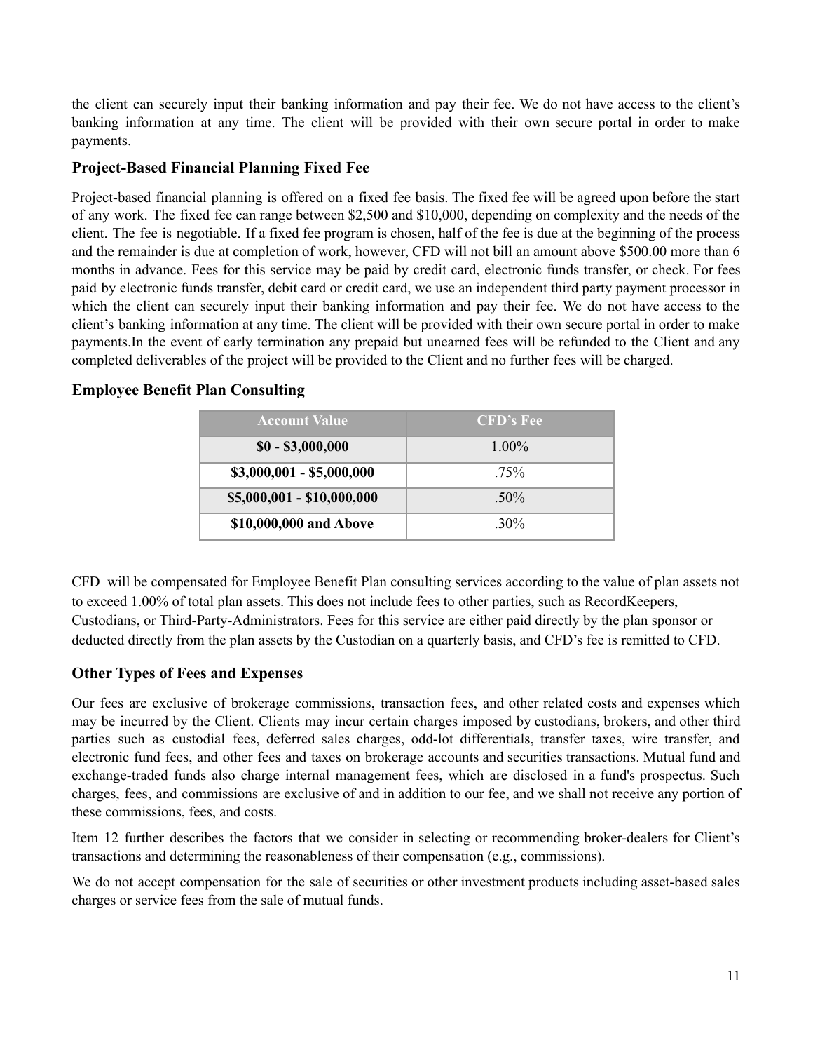the client can securely input their banking information and pay their fee. We do not have access to the client's banking information at any time. The client will be provided with their own secure portal in order to make payments.

### Project-Based Financial Planning Fixed Fee

Project-based financial planning is offered on a fixed fee basis. The fixed fee will be agreed upon before the start of any work. The fixed fee can range between $2,500 and $10,000, depending on complexity and the needs of the client. The fee is negotiable. If a fixed fee program is chosen, half of the fee is due at the beginning of the process and the remainder is due at completion of work, however, CFD will not bill an amount above $500.00 more than 6 months in advance. Fees for this service may be paid by credit card, electronic funds transfer, or check. For fees paid by electronic funds transfer, debit card or credit card, we use an independent third party payment processor in which the client can securely input their banking information and pay their fee. We do not have access to the client's banking information at any time. The client will be provided with their own secure portal in order to make payments.In the event of early termination any prepaid but unearned fees will be refunded to the Client and any completed deliverables of the project will be provided to the Client and no further fees will be charged.

### Employee Benefit Plan Consulting

| Account Value | CFD's Fee |
|---|---|
| **$0 - $3,000,000** | 1.00% |
| **$3,000,001 - $5,000,000** | .75% |
| **$5,000,001 - $10,000,000** | .50% |
| **$10,000,000 and Above** | .30% |

CFD will be compensated for Employee Benefit Plan consulting services according to the value of plan assets not to exceed 1.00% of total plan assets. This does not include fees to other parties, such as RecordKeepers, Custodians, or Third-Party-Administrators. Fees for this service are either paid directly by the plan sponsor or deducted directly from the plan assets by the Custodian on a quarterly basis, and CFD's fee is remitted to CFD.

### Other Types of Fees and Expenses

Our fees are exclusive of brokerage commissions, transaction fees, and other related costs and expenses which may be incurred by the Client. Clients may incur certain charges imposed by custodians, brokers, and other third parties such as custodial fees, deferred sales charges, odd-lot differentials, transfer taxes, wire transfer, and electronic fund fees, and other fees and taxes on brokerage accounts and securities transactions. Mutual fund and exchange-traded funds also charge internal management fees, which are disclosed in a fund's prospectus. Such charges, fees, and commissions are exclusive of and in addition to our fee, and we shall not receive any portion of these commissions, fees, and costs.

Item 12 further describes the factors that we consider in selecting or recommending broker-dealers for Client's transactions and determining the reasonableness of their compensation (e.g., commissions).

We do not accept compensation for the sale of securities or other investment products including asset-based sales charges or service fees from the sale of mutual funds.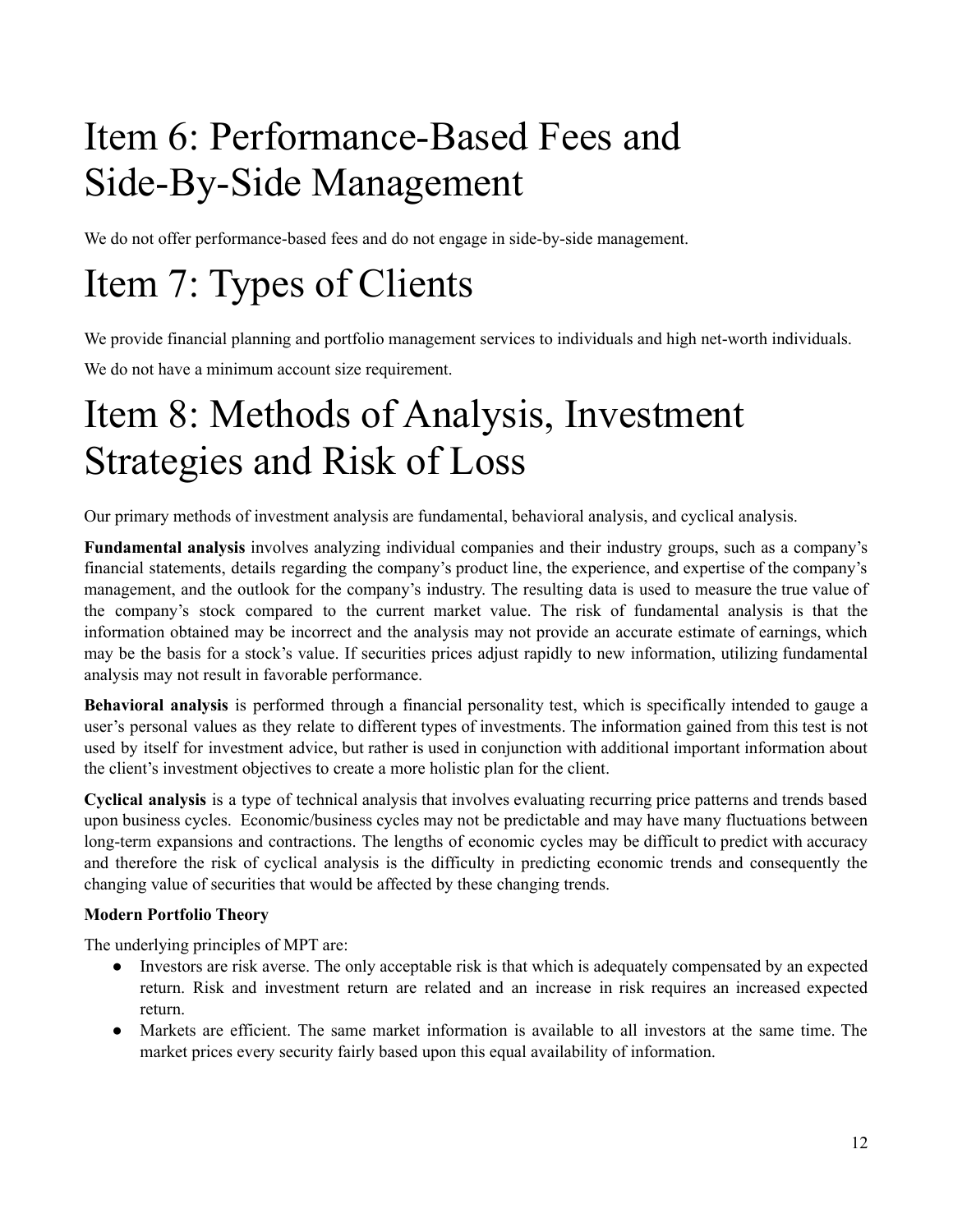# Item 6: Performance-Based Fees and Side-By-Side Management

We do not offer performance-based fees and do not engage in side-by-side management.

# Item 7: Types of Clients

We provide financial planning and portfolio management services to individuals and high net-worth individuals.

We do not have a minimum account size requirement.

# Item 8: Methods of Analysis, Investment Strategies and Risk of Loss

Our primary methods of investment analysis are fundamental, behavioral analysis, and cyclical analysis.

**Fundamental analysis** involves analyzing individual companies and their industry groups, such as a company's financial statements, details regarding the company's product line, the experience, and expertise of the company's management, and the outlook for the company's industry. The resulting data is used to measure the true value of the company's stock compared to the current market value. The risk of fundamental analysis is that the information obtained may be incorrect and the analysis may not provide an accurate estimate of earnings, which may be the basis for a stock's value. If securities prices adjust rapidly to new information, utilizing fundamental analysis may not result in favorable performance.

**Behavioral analysis** is performed through a financial personality test, which is specifically intended to gauge a user's personal values as they relate to different types of investments. The information gained from this test is not used by itself for investment advice, but rather is used in conjunction with additional important information about the client's investment objectives to create a more holistic plan for the client.

**Cyclical analysis** is a type of technical analysis that involves evaluating recurring price patterns and trends based upon business cycles. Economic/business cycles may not be predictable and may have many fluctuations between long-term expansions and contractions. The lengths of economic cycles may be difficult to predict with accuracy and therefore the risk of cyclical analysis is the difficulty in predicting economic trends and consequently the changing value of securities that would be affected by these changing trends.

**Modern Portfolio Theory**

The underlying principles of MPT are:

- Investors are risk averse. The only acceptable risk is that which is adequately compensated by an expected return. Risk and investment return are related and an increase in risk requires an increased expected return.
- Markets are efficient. The same market information is available to all investors at the same time. The market prices every security fairly based upon this equal availability of information.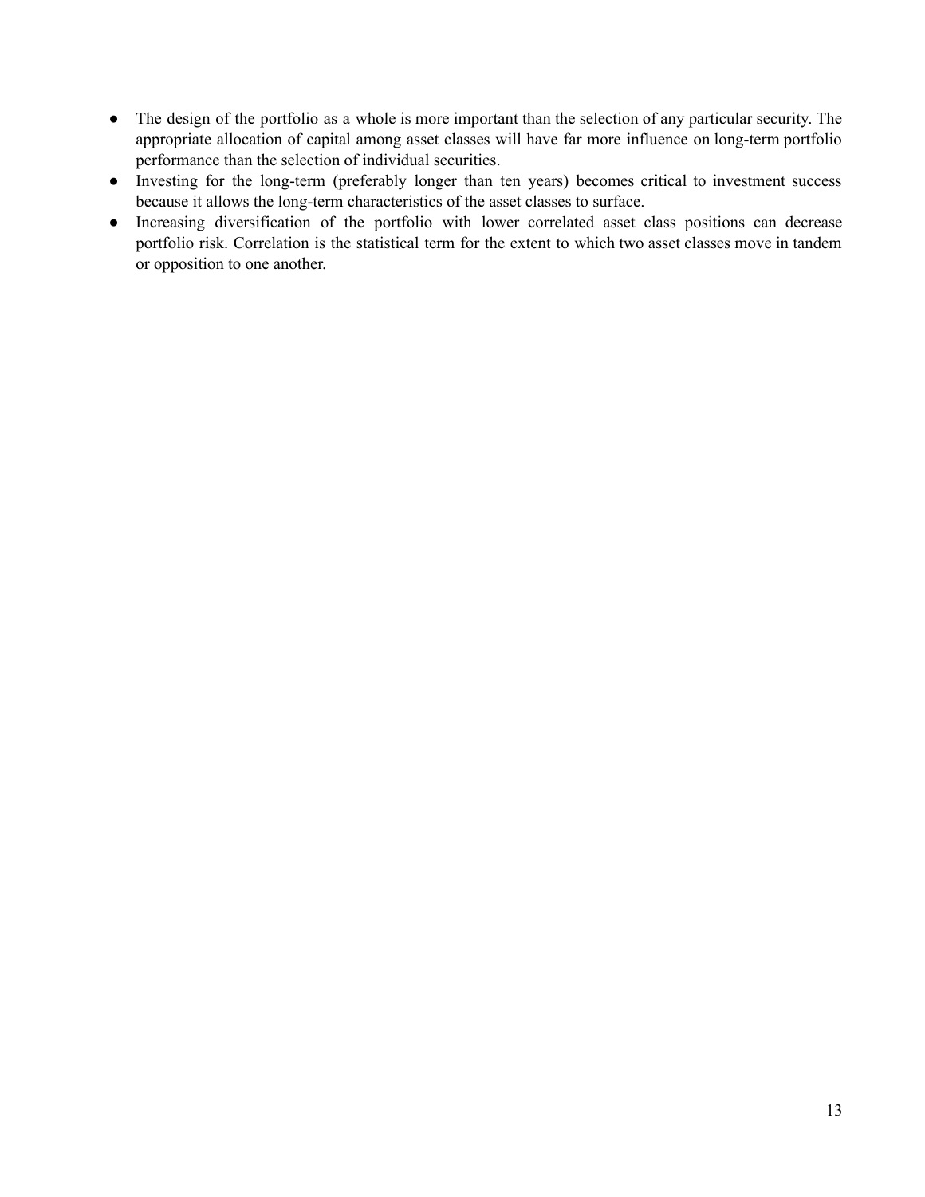- The design of the portfolio as a whole is more important than the selection of any particular security. The appropriate allocation of capital among asset classes will have far more influence on long-term portfolio performance than the selection of individual securities.
- Investing for the long-term (preferably longer than ten years) becomes critical to investment success because it allows the long-term characteristics of the asset classes to surface.
- Increasing diversification of the portfolio with lower correlated asset class positions can decrease portfolio risk. Correlation is the statistical term for the extent to which two asset classes move in tandem or opposition to one another.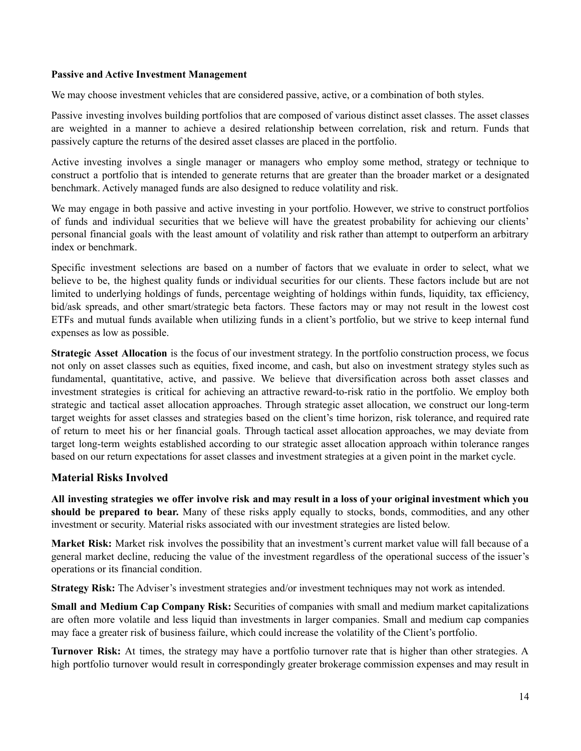**Passive and Active Investment Management**

We may choose investment vehicles that are considered passive, active, or a combination of both styles.

Passive investing involves building portfolios that are composed of various distinct asset classes. The asset classes are weighted in a manner to achieve a desired relationship between correlation, risk and return. Funds that passively capture the returns of the desired asset classes are placed in the portfolio.

Active investing involves a single manager or managers who employ some method, strategy or technique to construct a portfolio that is intended to generate returns that are greater than the broader market or a designated benchmark. Actively managed funds are also designed to reduce volatility and risk.

We may engage in both passive and active investing in your portfolio. However, we strive to construct portfolios of funds and individual securities that we believe will have the greatest probability for achieving our clients' personal financial goals with the least amount of volatility and risk rather than attempt to outperform an arbitrary index or benchmark.

Specific investment selections are based on a number of factors that we evaluate in order to select, what we believe to be, the highest quality funds or individual securities for our clients. These factors include but are not limited to underlying holdings of funds, percentage weighting of holdings within funds, liquidity, tax efficiency, bid/ask spreads, and other smart/strategic beta factors. These factors may or may not result in the lowest cost ETFs and mutual funds available when utilizing funds in a client's portfolio, but we strive to keep internal fund expenses as low as possible.

**Strategic Asset Allocation** is the focus of our investment strategy. In the portfolio construction process, we focus not only on asset classes such as equities, fixed income, and cash, but also on investment strategy styles such as fundamental, quantitative, active, and passive. We believe that diversification across both asset classes and investment strategies is critical for achieving an attractive reward-to-risk ratio in the portfolio. We employ both strategic and tactical asset allocation approaches. Through strategic asset allocation, we construct our long-term target weights for asset classes and strategies based on the client's time horizon, risk tolerance, and required rate of return to meet his or her financial goals. Through tactical asset allocation approaches, we may deviate from target long-term weights established according to our strategic asset allocation approach within tolerance ranges based on our return expectations for asset classes and investment strategies at a given point in the market cycle.

## Material Risks Involved

**All investing strategies we offer involve risk and may result in a loss of your original investment which you should be prepared to bear.** Many of these risks apply equally to stocks, bonds, commodities, and any other investment or security. Material risks associated with our investment strategies are listed below.

**Market Risk:** Market risk involves the possibility that an investment's current market value will fall because of a general market decline, reducing the value of the investment regardless of the operational success of the issuer's operations or its financial condition.

**Strategy Risk:** The Adviser's investment strategies and/or investment techniques may not work as intended.

**Small and Medium Cap Company Risk:** Securities of companies with small and medium market capitalizations are often more volatile and less liquid than investments in larger companies. Small and medium cap companies may face a greater risk of business failure, which could increase the volatility of the Client's portfolio.

**Turnover Risk:** At times, the strategy may have a portfolio turnover rate that is higher than other strategies. A high portfolio turnover would result in correspondingly greater brokerage commission expenses and may result in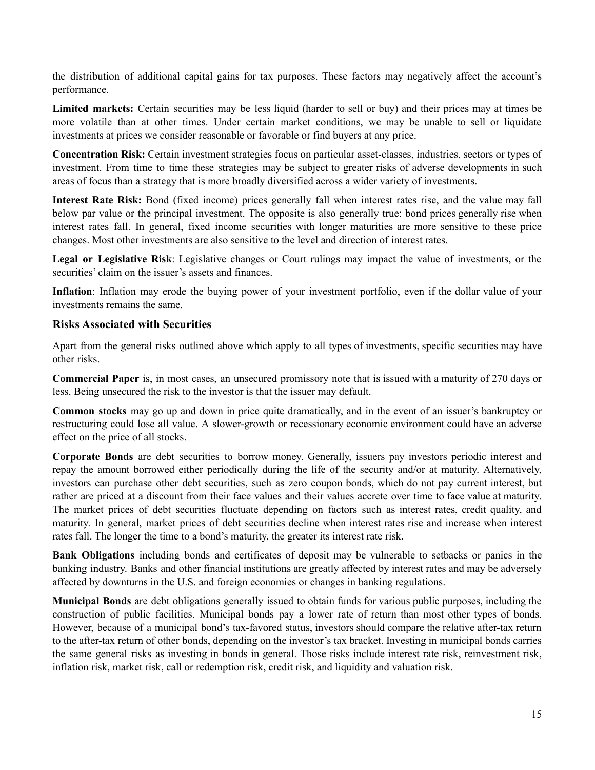the distribution of additional capital gains for tax purposes. These factors may negatively affect the account's performance.

**Limited markets:** Certain securities may be less liquid (harder to sell or buy) and their prices may at times be more volatile than at other times. Under certain market conditions, we may be unable to sell or liquidate investments at prices we consider reasonable or favorable or find buyers at any price.

**Concentration Risk:** Certain investment strategies focus on particular asset-classes, industries, sectors or types of investment. From time to time these strategies may be subject to greater risks of adverse developments in such areas of focus than a strategy that is more broadly diversified across a wider variety of investments.

**Interest Rate Risk:** Bond (fixed income) prices generally fall when interest rates rise, and the value may fall below par value or the principal investment. The opposite is also generally true: bond prices generally rise when interest rates fall. In general, fixed income securities with longer maturities are more sensitive to these price changes. Most other investments are also sensitive to the level and direction of interest rates.

**Legal or Legislative Risk**: Legislative changes or Court rulings may impact the value of investments, or the securities' claim on the issuer's assets and finances.

**Inflation**: Inflation may erode the buying power of your investment portfolio, even if the dollar value of your investments remains the same.

### Risks Associated with Securities

Apart from the general risks outlined above which apply to all types of investments, specific securities may have other risks.

**Commercial Paper** is, in most cases, an unsecured promissory note that is issued with a maturity of 270 days or less. Being unsecured the risk to the investor is that the issuer may default.

**Common stocks** may go up and down in price quite dramatically, and in the event of an issuer's bankruptcy or restructuring could lose all value. A slower-growth or recessionary economic environment could have an adverse effect on the price of all stocks.

**Corporate Bonds** are debt securities to borrow money. Generally, issuers pay investors periodic interest and repay the amount borrowed either periodically during the life of the security and/or at maturity. Alternatively, investors can purchase other debt securities, such as zero coupon bonds, which do not pay current interest, but rather are priced at a discount from their face values and their values accrete over time to face value at maturity. The market prices of debt securities fluctuate depending on factors such as interest rates, credit quality, and maturity. In general, market prices of debt securities decline when interest rates rise and increase when interest rates fall. The longer the time to a bond's maturity, the greater its interest rate risk.

**Bank Obligations** including bonds and certificates of deposit may be vulnerable to setbacks or panics in the banking industry. Banks and other financial institutions are greatly affected by interest rates and may be adversely affected by downturns in the U.S. and foreign economies or changes in banking regulations.

**Municipal Bonds** are debt obligations generally issued to obtain funds for various public purposes, including the construction of public facilities. Municipal bonds pay a lower rate of return than most other types of bonds. However, because of a municipal bond's tax-favored status, investors should compare the relative after-tax return to the after-tax return of other bonds, depending on the investor's tax bracket. Investing in municipal bonds carries the same general risks as investing in bonds in general. Those risks include interest rate risk, reinvestment risk, inflation risk, market risk, call or redemption risk, credit risk, and liquidity and valuation risk.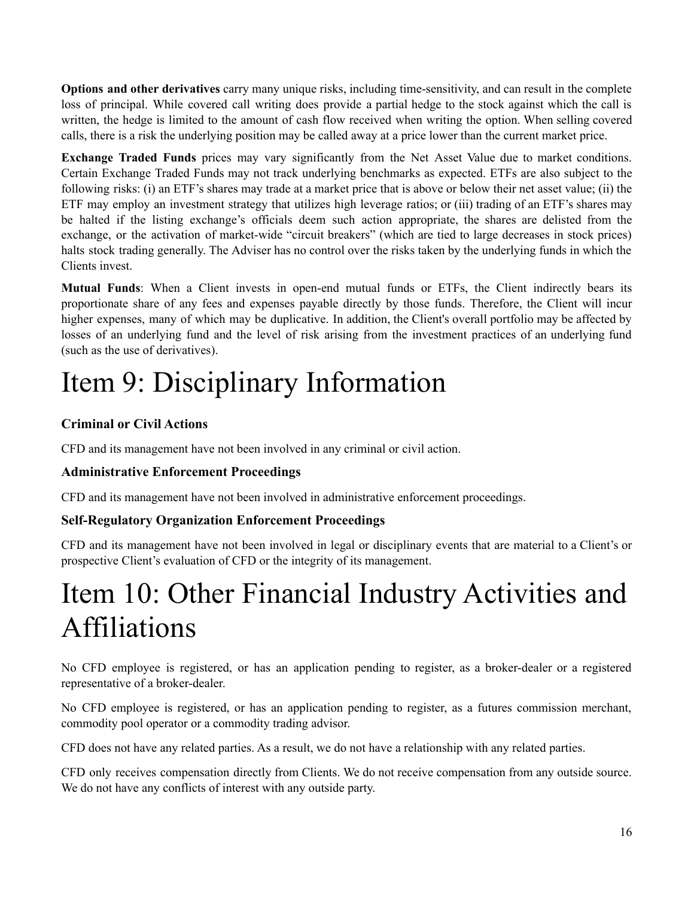**Options and other derivatives** carry many unique risks, including time-sensitivity, and can result in the complete loss of principal. While covered call writing does provide a partial hedge to the stock against which the call is written, the hedge is limited to the amount of cash flow received when writing the option. When selling covered calls, there is a risk the underlying position may be called away at a price lower than the current market price.

**Exchange Traded Funds** prices may vary significantly from the Net Asset Value due to market conditions. Certain Exchange Traded Funds may not track underlying benchmarks as expected. ETFs are also subject to the following risks: (i) an ETF's shares may trade at a market price that is above or below their net asset value; (ii) the ETF may employ an investment strategy that utilizes high leverage ratios; or (iii) trading of an ETF's shares may be halted if the listing exchange's officials deem such action appropriate, the shares are delisted from the exchange, or the activation of market-wide "circuit breakers" (which are tied to large decreases in stock prices) halts stock trading generally. The Adviser has no control over the risks taken by the underlying funds in which the Clients invest.

**Mutual Funds**: When a Client invests in open-end mutual funds or ETFs, the Client indirectly bears its proportionate share of any fees and expenses payable directly by those funds. Therefore, the Client will incur higher expenses, many of which may be duplicative. In addition, the Client's overall portfolio may be affected by losses of an underlying fund and the level of risk arising from the investment practices of an underlying fund (such as the use of derivatives).

# Item 9: Disciplinary Information

### Criminal or Civil Actions

CFD and its management have not been involved in any criminal or civil action.

### Administrative Enforcement Proceedings

CFD and its management have not been involved in administrative enforcement proceedings.

### Self-Regulatory Organization Enforcement Proceedings

CFD and its management have not been involved in legal or disciplinary events that are material to a Client's or prospective Client's evaluation of CFD or the integrity of its management.

# Item 10: Other Financial Industry Activities and Affiliations

No CFD employee is registered, or has an application pending to register, as a broker-dealer or a registered representative of a broker-dealer.

No CFD employee is registered, or has an application pending to register, as a futures commission merchant, commodity pool operator or a commodity trading advisor.

CFD does not have any related parties. As a result, we do not have a relationship with any related parties.

CFD only receives compensation directly from Clients. We do not receive compensation from any outside source. We do not have any conflicts of interest with any outside party.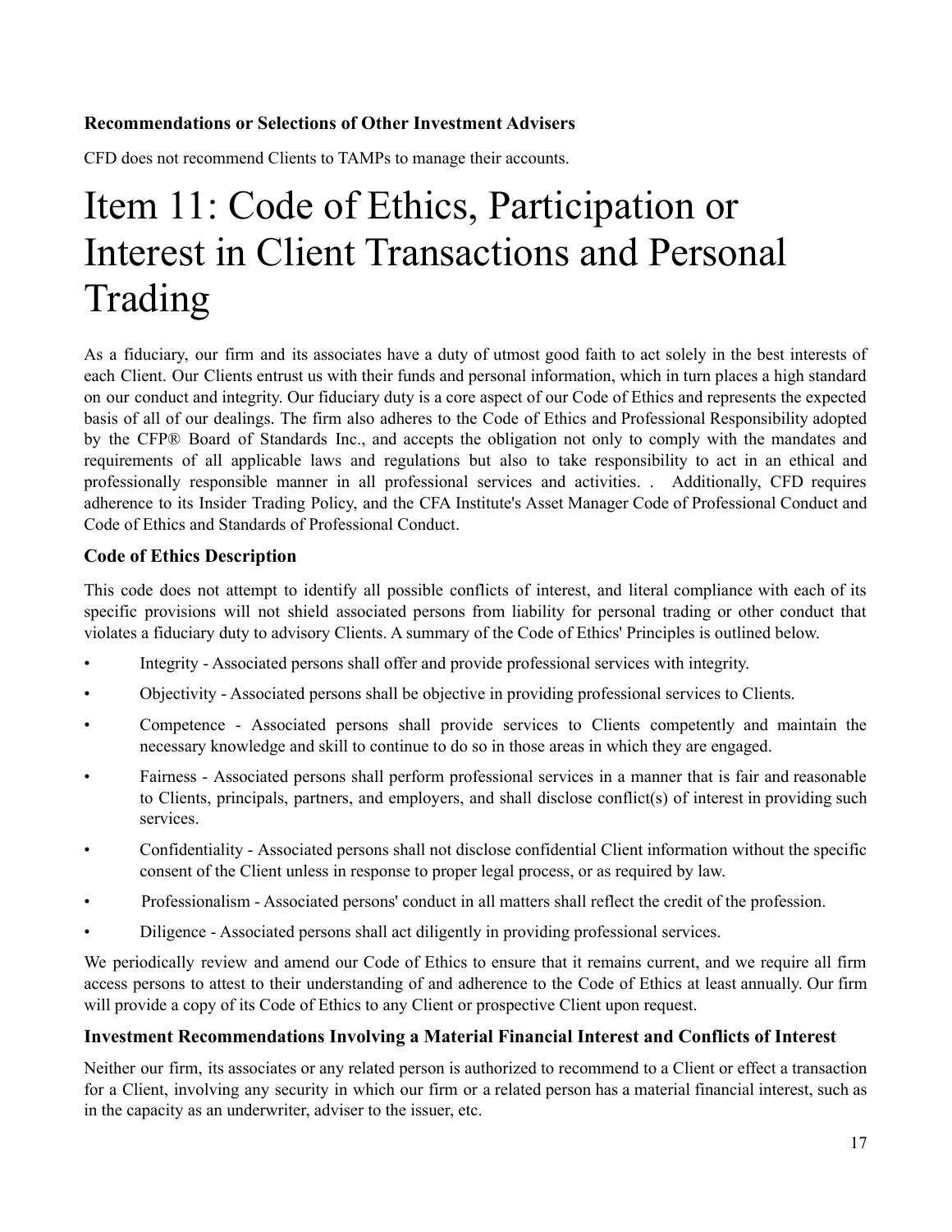### Recommendations or Selections of Other Investment Advisers

CFD does not recommend Clients to TAMPs to manage their accounts.

# Item 11: Code of Ethics, Participation or Interest in Client Transactions and Personal Trading

As a fiduciary, our firm and its associates have a duty of utmost good faith to act solely in the best interests of each Client. Our Clients entrust us with their funds and personal information, which in turn places a high standard on our conduct and integrity. Our fiduciary duty is a core aspect of our Code of Ethics and represents the expected basis of all of our dealings. The firm also adheres to the Code of Ethics and Professional Responsibility adopted by the CFP® Board of Standards Inc., and accepts the obligation not only to comply with the mandates and requirements of all applicable laws and regulations but also to take responsibility to act in an ethical and professionally responsible manner in all professional services and activities. . Additionally, CFD requires adherence to its Insider Trading Policy, and the CFA Institute's Asset Manager Code of Professional Conduct and Code of Ethics and Standards of Professional Conduct.

### Code of Ethics Description

This code does not attempt to identify all possible conflicts of interest, and literal compliance with each of its specific provisions will not shield associated persons from liability for personal trading or other conduct that violates a fiduciary duty to advisory Clients. A summary of the Code of Ethics' Principles is outlined below.

- Integrity - Associated persons shall offer and provide professional services with integrity.
- Objectivity - Associated persons shall be objective in providing professional services to Clients.
- Competence - Associated persons shall provide services to Clients competently and maintain the necessary knowledge and skill to continue to do so in those areas in which they are engaged.
- Fairness - Associated persons shall perform professional services in a manner that is fair and reasonable to Clients, principals, partners, and employers, and shall disclose conflict(s) of interest in providing such services.
- Confidentiality - Associated persons shall not disclose confidential Client information without the specific consent of the Client unless in response to proper legal process, or as required by law.
- Professionalism - Associated persons' conduct in all matters shall reflect the credit of the profession.
- Diligence - Associated persons shall act diligently in providing professional services.

We periodically review and amend our Code of Ethics to ensure that it remains current, and we require all firm access persons to attest to their understanding of and adherence to the Code of Ethics at least annually. Our firm will provide a copy of its Code of Ethics to any Client or prospective Client upon request.

### Investment Recommendations Involving a Material Financial Interest and Conflicts of Interest

Neither our firm, its associates or any related person is authorized to recommend to a Client or effect a transaction for a Client, involving any security in which our firm or a related person has a material financial interest, such as in the capacity as an underwriter, adviser to the issuer, etc.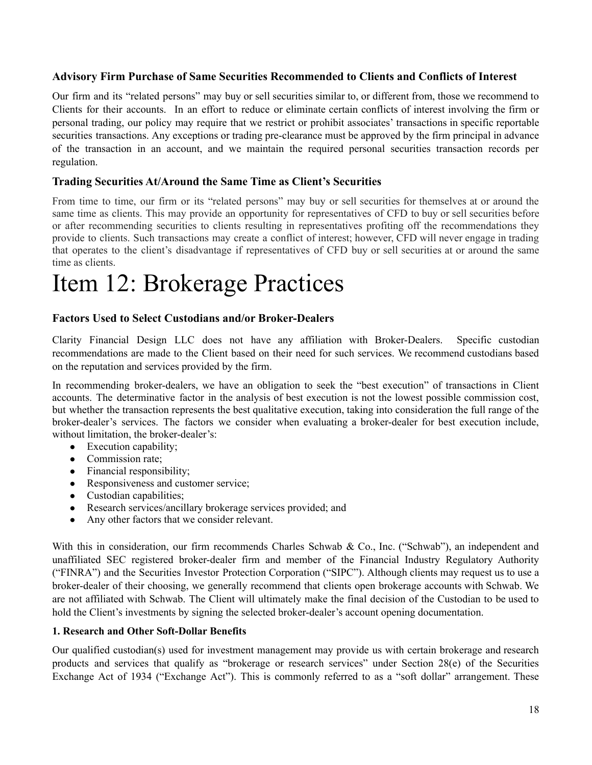### Advisory Firm Purchase of Same Securities Recommended to Clients and Conflicts of Interest

Our firm and its "related persons" may buy or sell securities similar to, or different from, those we recommend to Clients for their accounts. In an effort to reduce or eliminate certain conflicts of interest involving the firm or personal trading, our policy may require that we restrict or prohibit associates' transactions in specific reportable securities transactions. Any exceptions or trading pre-clearance must be approved by the firm principal in advance of the transaction in an account, and we maintain the required personal securities transaction records per regulation.

### Trading Securities At/Around the Same Time as Client's Securities

From time to time, our firm or its "related persons" may buy or sell securities for themselves at or around the same time as clients. This may provide an opportunity for representatives of CFD to buy or sell securities before or after recommending securities to clients resulting in representatives profiting off the recommendations they provide to clients. Such transactions may create a conflict of interest; however, CFD will never engage in trading that operates to the client's disadvantage if representatives of CFD buy or sell securities at or around the same time as clients.

# Item 12: Brokerage Practices

### Factors Used to Select Custodians and/or Broker-Dealers

Clarity Financial Design LLC does not have any affiliation with Broker-Dealers. Specific custodian recommendations are made to the Client based on their need for such services. We recommend custodians based on the reputation and services provided by the firm.

In recommending broker-dealers, we have an obligation to seek the "best execution" of transactions in Client accounts. The determinative factor in the analysis of best execution is not the lowest possible commission cost, but whether the transaction represents the best qualitative execution, taking into consideration the full range of the broker-dealer's services. The factors we consider when evaluating a broker-dealer for best execution include, without limitation, the broker-dealer's:

- Execution capability;
- Commission rate;
- Financial responsibility;
- Responsiveness and customer service;
- Custodian capabilities;
- Research services/ancillary brokerage services provided; and
- Any other factors that we consider relevant.

With this in consideration, our firm recommends Charles Schwab & Co., Inc. ("Schwab"), an independent and unaffiliated SEC registered broker-dealer firm and member of the Financial Industry Regulatory Authority ("FINRA") and the Securities Investor Protection Corporation ("SIPC"). Although clients may request us to use a broker-dealer of their choosing, we generally recommend that clients open brokerage accounts with Schwab. We are not affiliated with Schwab. The Client will ultimately make the final decision of the Custodian to be used to hold the Client's investments by signing the selected broker-dealer's account opening documentation.

**1. Research and Other Soft-Dollar Benefits**

Our qualified custodian(s) used for investment management may provide us with certain brokerage and research products and services that qualify as "brokerage or research services" under Section 28(e) of the Securities Exchange Act of 1934 ("Exchange Act"). This is commonly referred to as a "soft dollar" arrangement. These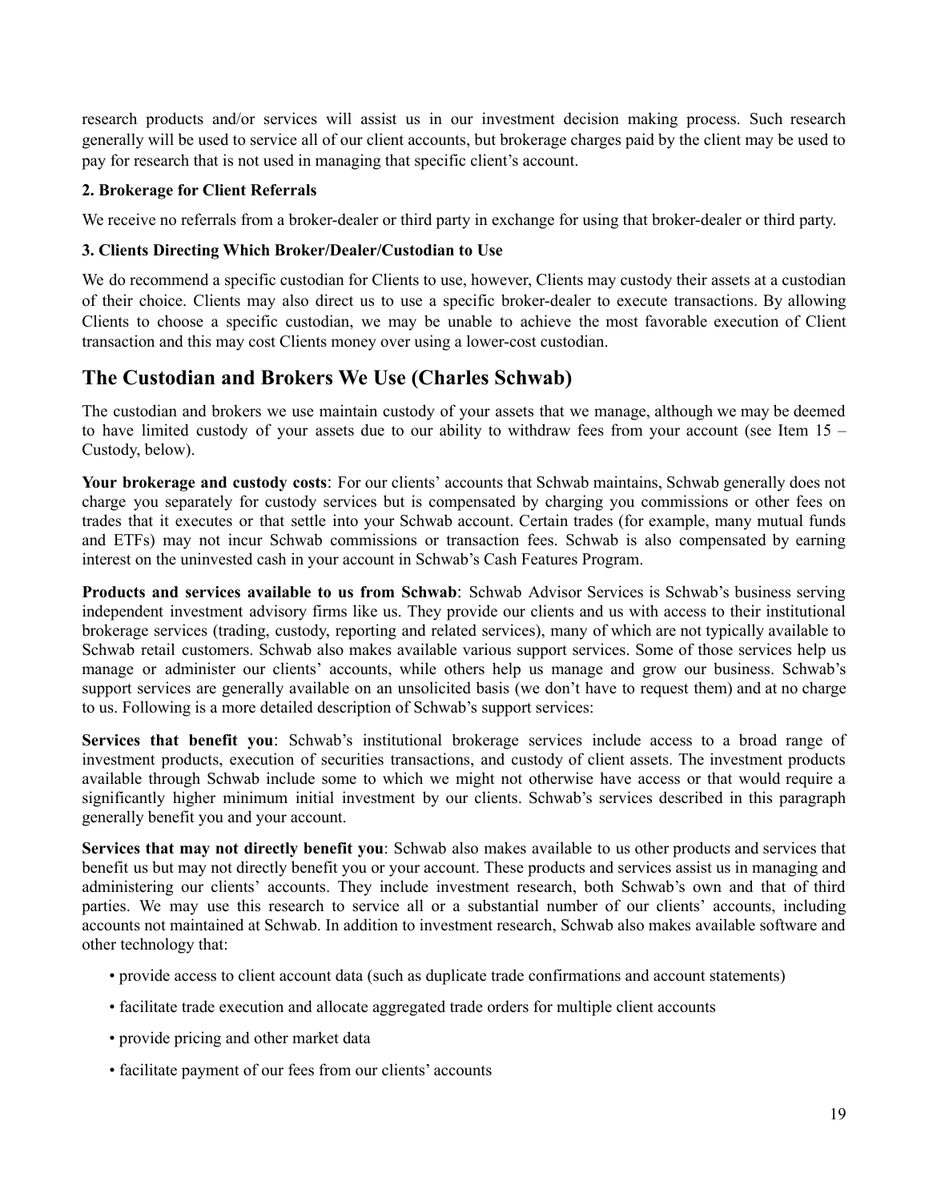research products and/or services will assist us in our investment decision making process. Such research generally will be used to service all of our client accounts, but brokerage charges paid by the client may be used to pay for research that is not used in managing that specific client's account.

**2. Brokerage for Client Referrals**

We receive no referrals from a broker-dealer or third party in exchange for using that broker-dealer or third party.

**3. Clients Directing Which Broker/Dealer/Custodian to Use**

We do recommend a specific custodian for Clients to use, however, Clients may custody their assets at a custodian of their choice. Clients may also direct us to use a specific broker-dealer to execute transactions. By allowing Clients to choose a specific custodian, we may be unable to achieve the most favorable execution of Client transaction and this may cost Clients money over using a lower-cost custodian.

## The Custodian and Brokers We Use (Charles Schwab)

The custodian and brokers we use maintain custody of your assets that we manage, although we may be deemed to have limited custody of your assets due to our ability to withdraw fees from your account (see Item 15 – Custody, below).

**Your brokerage and custody costs**: For our clients' accounts that Schwab maintains, Schwab generally does not charge you separately for custody services but is compensated by charging you commissions or other fees on trades that it executes or that settle into your Schwab account. Certain trades (for example, many mutual funds and ETFs) may not incur Schwab commissions or transaction fees. Schwab is also compensated by earning interest on the uninvested cash in your account in Schwab's Cash Features Program.

**Products and services available to us from Schwab**: Schwab Advisor Services is Schwab's business serving independent investment advisory firms like us. They provide our clients and us with access to their institutional brokerage services (trading, custody, reporting and related services), many of which are not typically available to Schwab retail customers. Schwab also makes available various support services. Some of those services help us manage or administer our clients' accounts, while others help us manage and grow our business. Schwab's support services are generally available on an unsolicited basis (we don't have to request them) and at no charge to us. Following is a more detailed description of Schwab's support services:

**Services that benefit you**: Schwab's institutional brokerage services include access to a broad range of investment products, execution of securities transactions, and custody of client assets. The investment products available through Schwab include some to which we might not otherwise have access or that would require a significantly higher minimum initial investment by our clients. Schwab's services described in this paragraph generally benefit you and your account.

**Services that may not directly benefit you**: Schwab also makes available to us other products and services that benefit us but may not directly benefit you or your account. These products and services assist us in managing and administering our clients' accounts. They include investment research, both Schwab's own and that of third parties. We may use this research to service all or a substantial number of our clients' accounts, including accounts not maintained at Schwab. In addition to investment research, Schwab also makes available software and other technology that:

- provide access to client account data (such as duplicate trade confirmations and account statements)
- facilitate trade execution and allocate aggregated trade orders for multiple client accounts
- provide pricing and other market data
- facilitate payment of our fees from our clients' accounts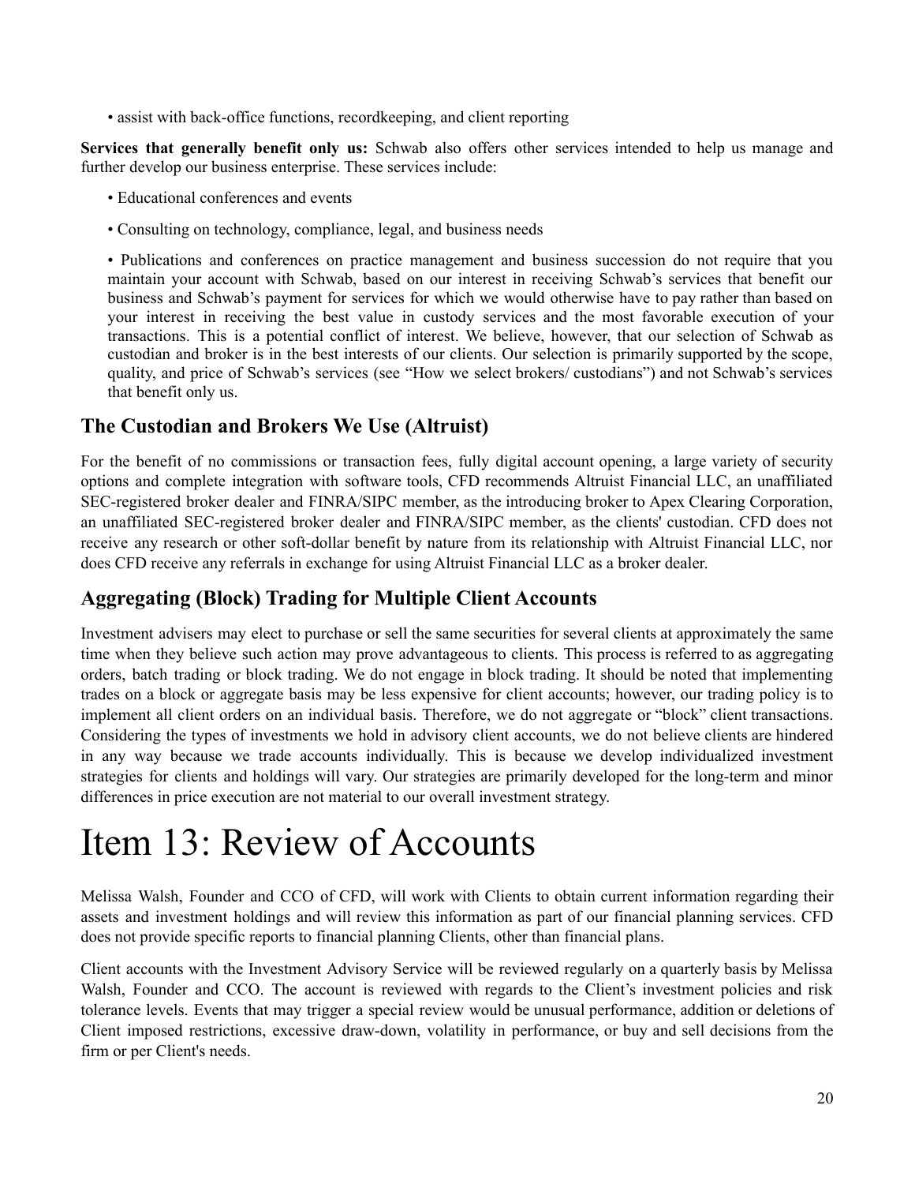• assist with back-office functions, recordkeeping, and client reporting

**Services that generally benefit only us:** Schwab also offers other services intended to help us manage and further develop our business enterprise. These services include:

• Educational conferences and events

• Consulting on technology, compliance, legal, and business needs

• Publications and conferences on practice management and business succession do not require that you maintain your account with Schwab, based on our interest in receiving Schwab's services that benefit our business and Schwab's payment for services for which we would otherwise have to pay rather than based on your interest in receiving the best value in custody services and the most favorable execution of your transactions. This is a potential conflict of interest. We believe, however, that our selection of Schwab as custodian and broker is in the best interests of our clients. Our selection is primarily supported by the scope, quality, and price of Schwab's services (see "How we select brokers/ custodians") and not Schwab's services that benefit only us.

## The Custodian and Brokers We Use (Altruist)

For the benefit of no commissions or transaction fees, fully digital account opening, a large variety of security options and complete integration with software tools, CFD recommends Altruist Financial LLC, an unaffiliated SEC-registered broker dealer and FINRA/SIPC member, as the introducing broker to Apex Clearing Corporation, an unaffiliated SEC-registered broker dealer and FINRA/SIPC member, as the clients' custodian. CFD does not receive any research or other soft-dollar benefit by nature from its relationship with Altruist Financial LLC, nor does CFD receive any referrals in exchange for using Altruist Financial LLC as a broker dealer.

## Aggregating (Block) Trading for Multiple Client Accounts

Investment advisers may elect to purchase or sell the same securities for several clients at approximately the same time when they believe such action may prove advantageous to clients. This process is referred to as aggregating orders, batch trading or block trading. We do not engage in block trading. It should be noted that implementing trades on a block or aggregate basis may be less expensive for client accounts; however, our trading policy is to implement all client orders on an individual basis. Therefore, we do not aggregate or "block" client transactions. Considering the types of investments we hold in advisory client accounts, we do not believe clients are hindered in any way because we trade accounts individually. This is because we develop individualized investment strategies for clients and holdings will vary. Our strategies are primarily developed for the long-term and minor differences in price execution are not material to our overall investment strategy.

# Item 13: Review of Accounts

Melissa Walsh, Founder and CCO of CFD, will work with Clients to obtain current information regarding their assets and investment holdings and will review this information as part of our financial planning services. CFD does not provide specific reports to financial planning Clients, other than financial plans.

Client accounts with the Investment Advisory Service will be reviewed regularly on a quarterly basis by Melissa Walsh, Founder and CCO. The account is reviewed with regards to the Client's investment policies and risk tolerance levels. Events that may trigger a special review would be unusual performance, addition or deletions of Client imposed restrictions, excessive draw-down, volatility in performance, or buy and sell decisions from the firm or per Client's needs.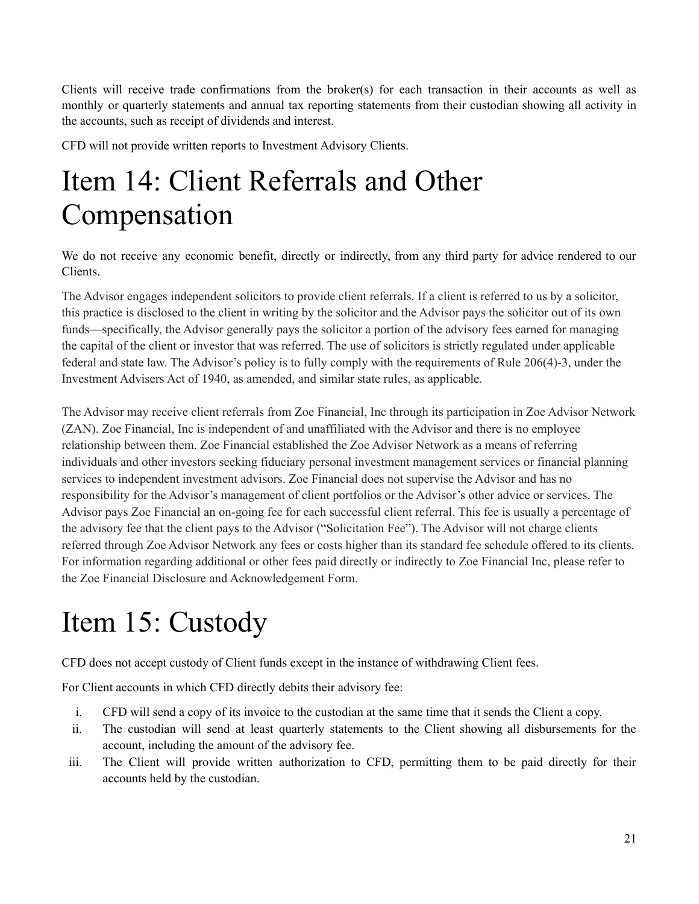Clients will receive trade confirmations from the broker(s) for each transaction in their accounts as well as monthly or quarterly statements and annual tax reporting statements from their custodian showing all activity in the accounts, such as receipt of dividends and interest.

CFD will not provide written reports to Investment Advisory Clients.

# Item 14: Client Referrals and Other Compensation

We do not receive any economic benefit, directly or indirectly, from any third party for advice rendered to our Clients.

The Advisor engages independent solicitors to provide client referrals. If a client is referred to us by a solicitor, this practice is disclosed to the client in writing by the solicitor and the Advisor pays the solicitor out of its own funds—specifically, the Advisor generally pays the solicitor a portion of the advisory fees earned for managing the capital of the client or investor that was referred. The use of solicitors is strictly regulated under applicable federal and state law. The Advisor's policy is to fully comply with the requirements of Rule 206(4)-3, under the Investment Advisers Act of 1940, as amended, and similar state rules, as applicable.

The Advisor may receive client referrals from Zoe Financial, Inc through its participation in Zoe Advisor Network (ZAN). Zoe Financial, Inc is independent of and unaffiliated with the Advisor and there is no employee relationship between them. Zoe Financial established the Zoe Advisor Network as a means of referring individuals and other investors seeking fiduciary personal investment management services or financial planning services to independent investment advisors. Zoe Financial does not supervise the Advisor and has no responsibility for the Advisor's management of client portfolios or the Advisor's other advice or services. The Advisor pays Zoe Financial an on-going fee for each successful client referral. This fee is usually a percentage of the advisory fee that the client pays to the Advisor ("Solicitation Fee"). The Advisor will not charge clients referred through Zoe Advisor Network any fees or costs higher than its standard fee schedule offered to its clients. For information regarding additional or other fees paid directly or indirectly to Zoe Financial Inc, please refer to the Zoe Financial Disclosure and Acknowledgement Form.

# Item 15: Custody

CFD does not accept custody of Client funds except in the instance of withdrawing Client fees.

For Client accounts in which CFD directly debits their advisory fee:

i. CFD will send a copy of its invoice to the custodian at the same time that it sends the Client a copy.
ii. The custodian will send at least quarterly statements to the Client showing all disbursements for the account, including the amount of the advisory fee.
iii. The Client will provide written authorization to CFD, permitting them to be paid directly for their accounts held by the custodian.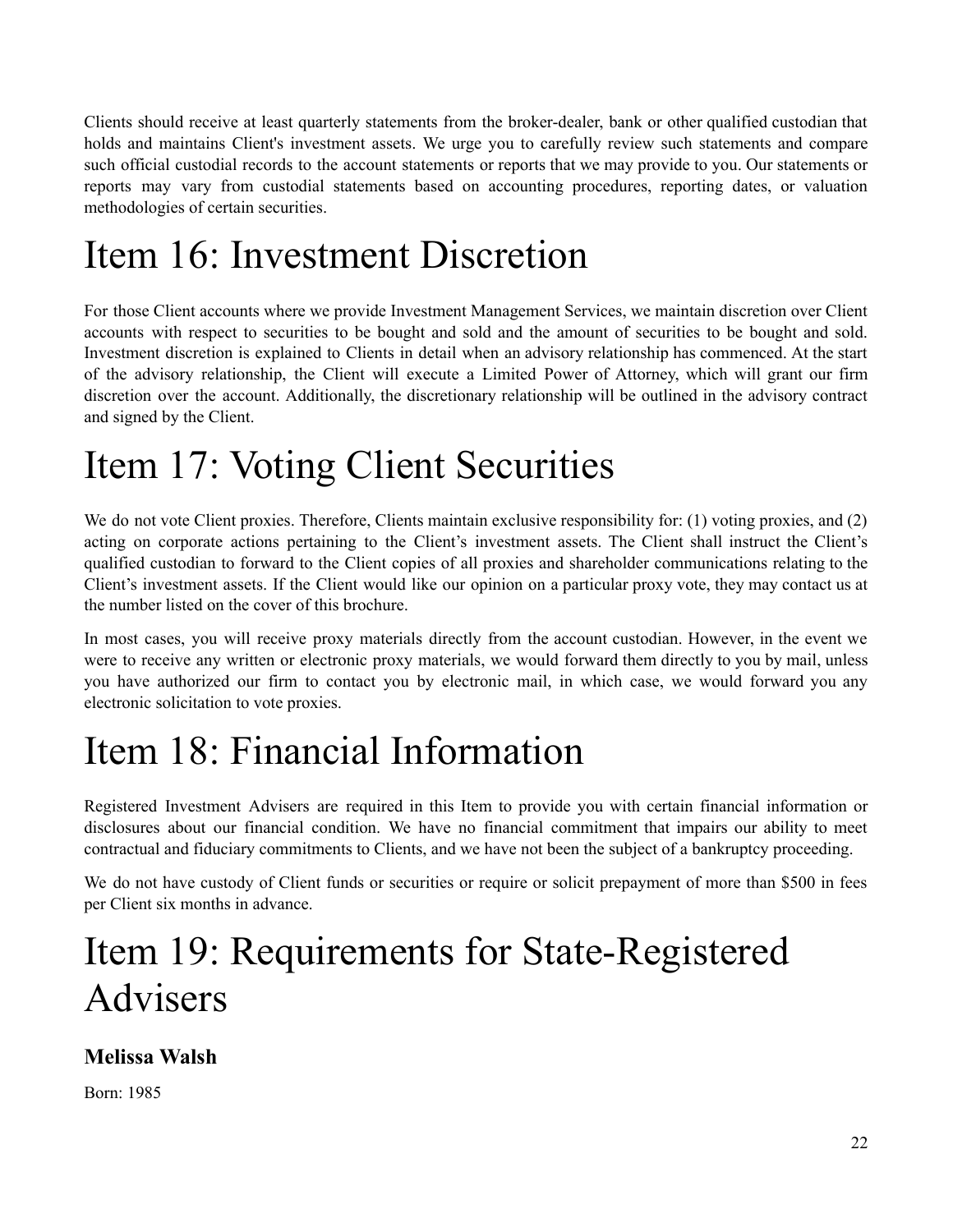Clients should receive at least quarterly statements from the broker-dealer, bank or other qualified custodian that holds and maintains Client's investment assets. We urge you to carefully review such statements and compare such official custodial records to the account statements or reports that we may provide to you. Our statements or reports may vary from custodial statements based on accounting procedures, reporting dates, or valuation methodologies of certain securities.

# Item 16: Investment Discretion

For those Client accounts where we provide Investment Management Services, we maintain discretion over Client accounts with respect to securities to be bought and sold and the amount of securities to be bought and sold. Investment discretion is explained to Clients in detail when an advisory relationship has commenced. At the start of the advisory relationship, the Client will execute a Limited Power of Attorney, which will grant our firm discretion over the account. Additionally, the discretionary relationship will be outlined in the advisory contract and signed by the Client.

# Item 17: Voting Client Securities

We do not vote Client proxies. Therefore, Clients maintain exclusive responsibility for: (1) voting proxies, and (2) acting on corporate actions pertaining to the Client's investment assets. The Client shall instruct the Client's qualified custodian to forward to the Client copies of all proxies and shareholder communications relating to the Client's investment assets. If the Client would like our opinion on a particular proxy vote, they may contact us at the number listed on the cover of this brochure.

In most cases, you will receive proxy materials directly from the account custodian. However, in the event we were to receive any written or electronic proxy materials, we would forward them directly to you by mail, unless you have authorized our firm to contact you by electronic mail, in which case, we would forward you any electronic solicitation to vote proxies.

# Item 18: Financial Information

Registered Investment Advisers are required in this Item to provide you with certain financial information or disclosures about our financial condition. We have no financial commitment that impairs our ability to meet contractual and fiduciary commitments to Clients, and we have not been the subject of a bankruptcy proceeding.

We do not have custody of Client funds or securities or require or solicit prepayment of more than $500 in fees per Client six months in advance.

# Item 19: Requirements for State-Registered Advisers

### Melissa Walsh

Born: 1985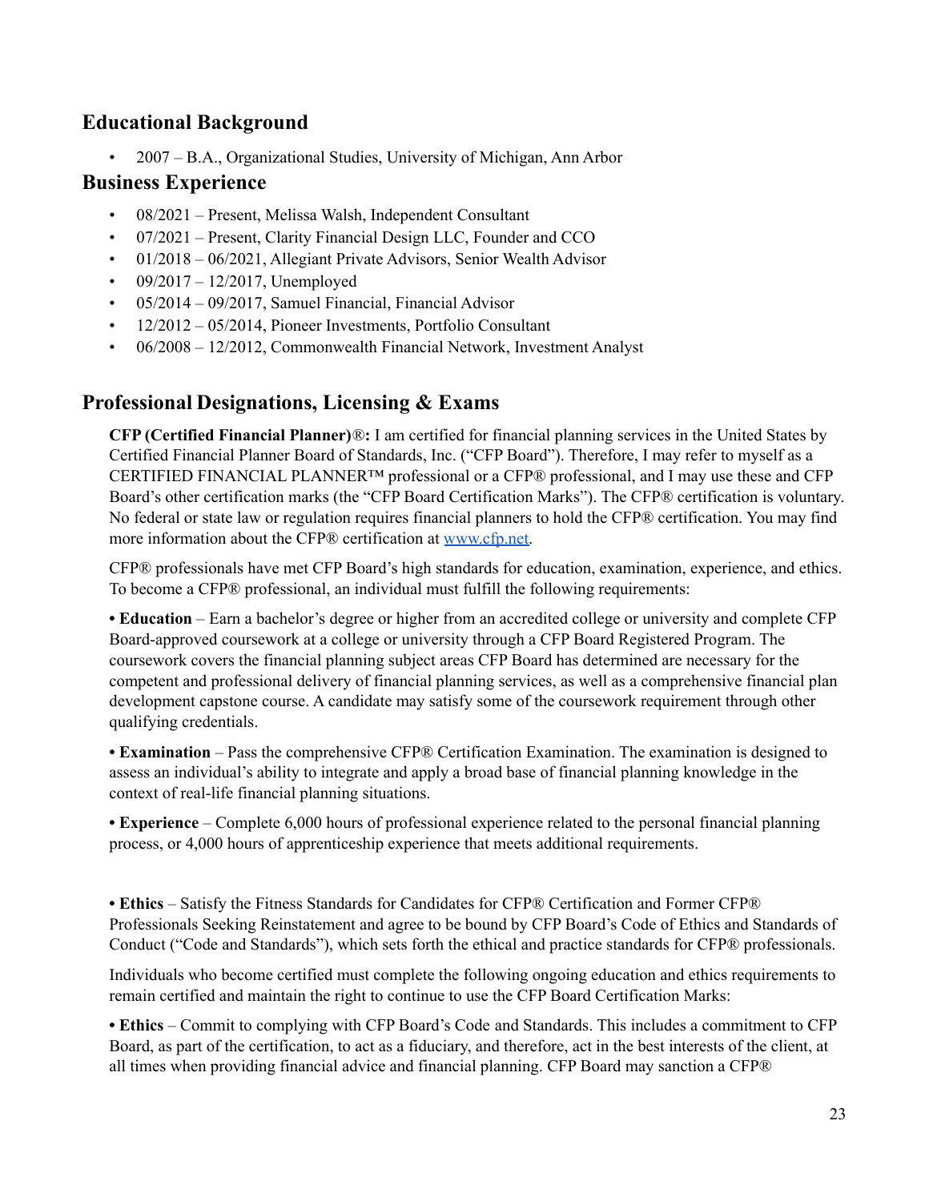## Educational Background

- 2007 – B.A., Organizational Studies, University of Michigan, Ann Arbor

## Business Experience

- 08/2021 – Present, Melissa Walsh, Independent Consultant
- 07/2021 – Present, Clarity Financial Design LLC, Founder and CCO
- 01/2018 – 06/2021, Allegiant Private Advisors, Senior Wealth Advisor
- 09/2017 – 12/2017, Unemployed
- 05/2014 – 09/2017, Samuel Financial, Financial Advisor
- 12/2012 – 05/2014, Pioneer Investments, Portfolio Consultant
- 06/2008 – 12/2012, Commonwealth Financial Network, Investment Analyst

## Professional Designations, Licensing & Exams

**CFP (Certified Financial Planner)®:** I am certified for financial planning services in the United States by Certified Financial Planner Board of Standards, Inc. ("CFP Board"). Therefore, I may refer to myself as a CERTIFIED FINANCIAL PLANNER™ professional or a CFP® professional, and I may use these and CFP Board's other certification marks (the "CFP Board Certification Marks"). The CFP® certification is voluntary. No federal or state law or regulation requires financial planners to hold the CFP® certification. You may find more information about the CFP® certification at [www.cfp.net](http://www.cfp.net).

CFP® professionals have met CFP Board's high standards for education, examination, experience, and ethics. To become a CFP® professional, an individual must fulfill the following requirements:

**• Education** – Earn a bachelor's degree or higher from an accredited college or university and complete CFP Board-approved coursework at a college or university through a CFP Board Registered Program. The coursework covers the financial planning subject areas CFP Board has determined are necessary for the competent and professional delivery of financial planning services, as well as a comprehensive financial plan development capstone course. A candidate may satisfy some of the coursework requirement through other qualifying credentials.

**• Examination** – Pass the comprehensive CFP® Certification Examination. The examination is designed to assess an individual's ability to integrate and apply a broad base of financial planning knowledge in the context of real-life financial planning situations.

**• Experience** – Complete 6,000 hours of professional experience related to the personal financial planning process, or 4,000 hours of apprenticeship experience that meets additional requirements.

**• Ethics** – Satisfy the Fitness Standards for Candidates for CFP® Certification and Former CFP® Professionals Seeking Reinstatement and agree to be bound by CFP Board's Code of Ethics and Standards of Conduct ("Code and Standards"), which sets forth the ethical and practice standards for CFP® professionals.

Individuals who become certified must complete the following ongoing education and ethics requirements to remain certified and maintain the right to continue to use the CFP Board Certification Marks:

**• Ethics** – Commit to complying with CFP Board's Code and Standards. This includes a commitment to CFP Board, as part of the certification, to act as a fiduciary, and therefore, act in the best interests of the client, at all times when providing financial advice and financial planning. CFP Board may sanction a CFP®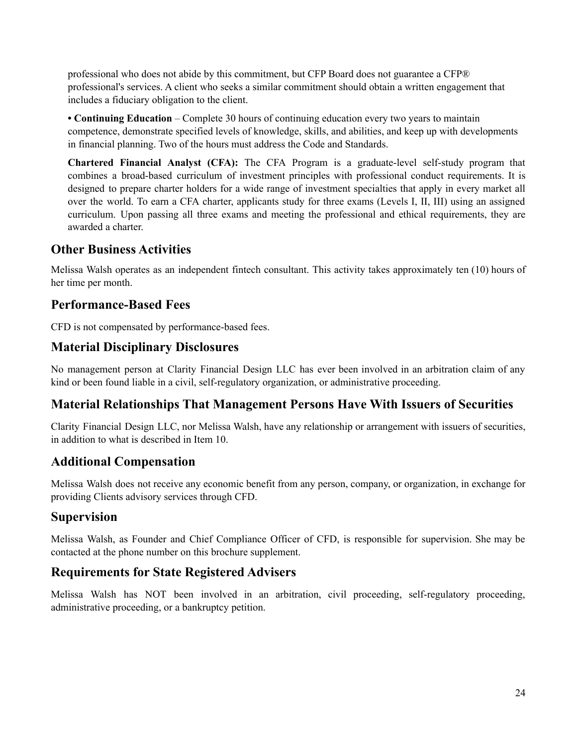professional who does not abide by this commitment, but CFP Board does not guarantee a CFP® professional's services. A client who seeks a similar commitment should obtain a written engagement that includes a fiduciary obligation to the client.

**• Continuing Education** – Complete 30 hours of continuing education every two years to maintain competence, demonstrate specified levels of knowledge, skills, and abilities, and keep up with developments in financial planning. Two of the hours must address the Code and Standards.

**Chartered Financial Analyst (CFA):** The CFA Program is a graduate-level self-study program that combines a broad-based curriculum of investment principles with professional conduct requirements. It is designed to prepare charter holders for a wide range of investment specialties that apply in every market all over the world. To earn a CFA charter, applicants study for three exams (Levels I, II, III) using an assigned curriculum. Upon passing all three exams and meeting the professional and ethical requirements, they are awarded a charter.

## Other Business Activities

Melissa Walsh operates as an independent fintech consultant. This activity takes approximately ten (10) hours of her time per month.

## Performance-Based Fees

CFD is not compensated by performance-based fees.

## Material Disciplinary Disclosures

No management person at Clarity Financial Design LLC has ever been involved in an arbitration claim of any kind or been found liable in a civil, self-regulatory organization, or administrative proceeding.

## Material Relationships That Management Persons Have With Issuers of Securities

Clarity Financial Design LLC, nor Melissa Walsh, have any relationship or arrangement with issuers of securities, in addition to what is described in Item 10.

## Additional Compensation

Melissa Walsh does not receive any economic benefit from any person, company, or organization, in exchange for providing Clients advisory services through CFD.

## Supervision

Melissa Walsh, as Founder and Chief Compliance Officer of CFD, is responsible for supervision. She may be contacted at the phone number on this brochure supplement.

## Requirements for State Registered Advisers

Melissa Walsh has NOT been involved in an arbitration, civil proceeding, self-regulatory proceeding, administrative proceeding, or a bankruptcy petition.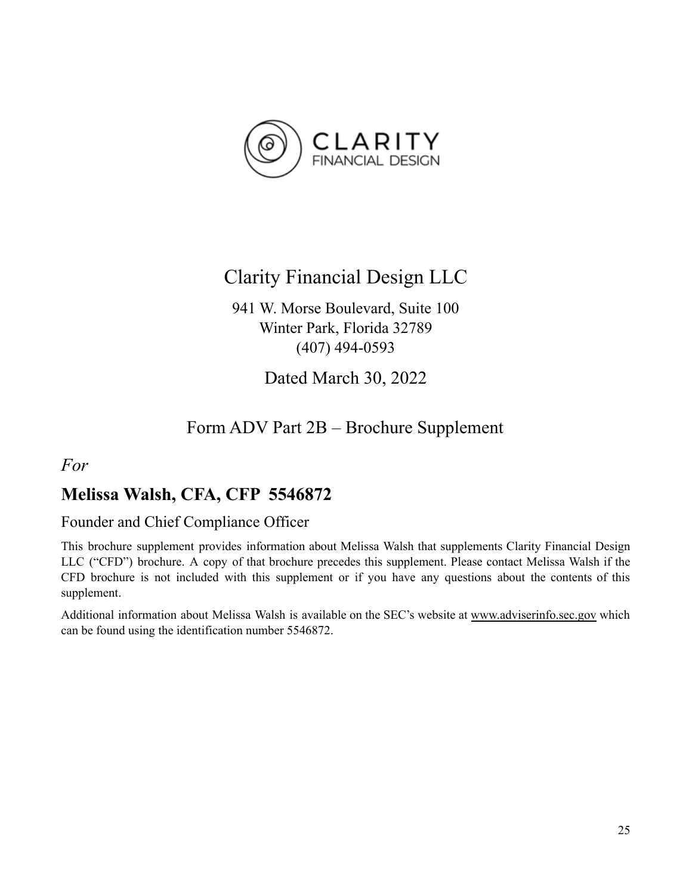CLARITY
FINANCIAL DESIGN

# Clarity Financial Design LLC

941 W. Morse Boulevard, Suite 100
Winter Park, Florida 32789
(407) 494-0593

Dated March 30, 2022

## Form ADV Part 2B – Brochure Supplement

*For*

## Melissa Walsh, CFA, CFP 5546872

Founder and Chief Compliance Officer

This brochure supplement provides information about Melissa Walsh that supplements Clarity Financial Design LLC ("CFD") brochure. A copy of that brochure precedes this supplement. Please contact Melissa Walsh if the CFD brochure is not included with this supplement or if you have any questions about the contents of this supplement.

Additional information about Melissa Walsh is available on the SEC's website at www.adviserinfo.sec.gov which can be found using the identification number 5546872.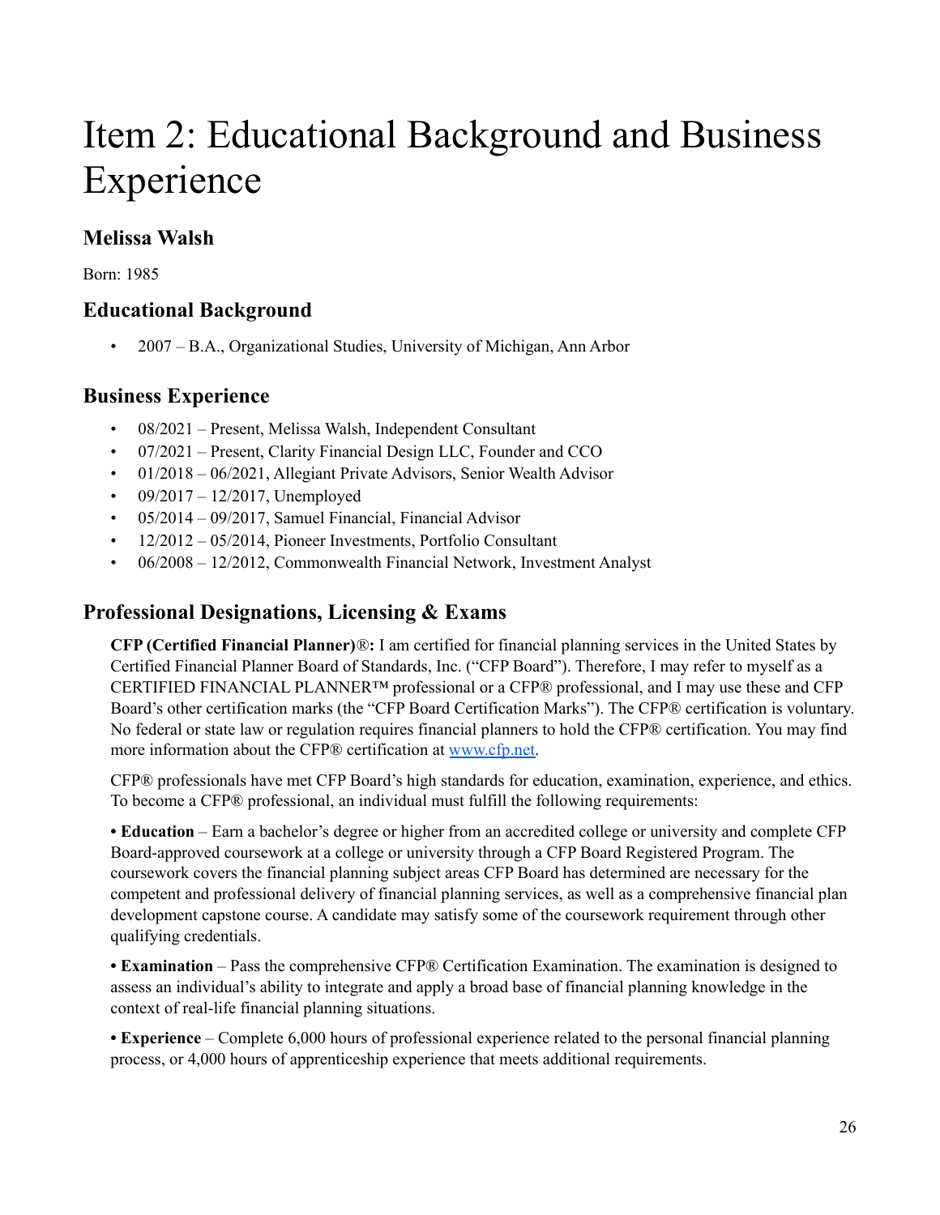# Item 2: Educational Background and Business Experience

## Melissa Walsh

Born: 1985

## Educational Background

- 2007 – B.A., Organizational Studies, University of Michigan, Ann Arbor

## Business Experience

- 08/2021 – Present, Melissa Walsh, Independent Consultant
- 07/2021 – Present, Clarity Financial Design LLC, Founder and CCO
- 01/2018 – 06/2021, Allegiant Private Advisors, Senior Wealth Advisor
- 09/2017 – 12/2017, Unemployed
- 05/2014 – 09/2017, Samuel Financial, Financial Advisor
- 12/2012 – 05/2014, Pioneer Investments, Portfolio Consultant
- 06/2008 – 12/2012, Commonwealth Financial Network, Investment Analyst

## Professional Designations, Licensing & Exams

**CFP (Certified Financial Planner)®:** I am certified for financial planning services in the United States by Certified Financial Planner Board of Standards, Inc. ("CFP Board"). Therefore, I may refer to myself as a CERTIFIED FINANCIAL PLANNER™ professional or a CFP® professional, and I may use these and CFP Board's other certification marks (the "CFP Board Certification Marks"). The CFP® certification is voluntary. No federal or state law or regulation requires financial planners to hold the CFP® certification. You may find more information about the CFP® certification at [www.cfp.net](http://www.cfp.net).

CFP® professionals have met CFP Board's high standards for education, examination, experience, and ethics. To become a CFP® professional, an individual must fulfill the following requirements:

**• Education** – Earn a bachelor's degree or higher from an accredited college or university and complete CFP Board-approved coursework at a college or university through a CFP Board Registered Program. The coursework covers the financial planning subject areas CFP Board has determined are necessary for the competent and professional delivery of financial planning services, as well as a comprehensive financial plan development capstone course. A candidate may satisfy some of the coursework requirement through other qualifying credentials.

**• Examination** – Pass the comprehensive CFP® Certification Examination. The examination is designed to assess an individual's ability to integrate and apply a broad base of financial planning knowledge in the context of real-life financial planning situations.

**• Experience** – Complete 6,000 hours of professional experience related to the personal financial planning process, or 4,000 hours of apprenticeship experience that meets additional requirements.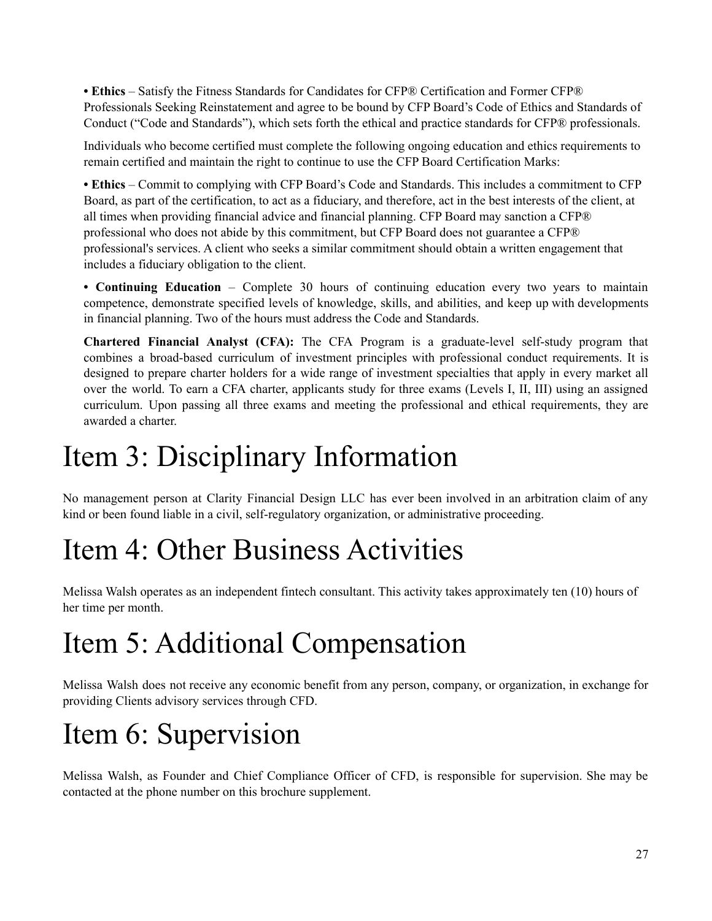**• Ethics** – Satisfy the Fitness Standards for Candidates for CFP® Certification and Former CFP® Professionals Seeking Reinstatement and agree to be bound by CFP Board's Code of Ethics and Standards of Conduct ("Code and Standards"), which sets forth the ethical and practice standards for CFP® professionals.

Individuals who become certified must complete the following ongoing education and ethics requirements to remain certified and maintain the right to continue to use the CFP Board Certification Marks:

**• Ethics** – Commit to complying with CFP Board's Code and Standards. This includes a commitment to CFP Board, as part of the certification, to act as a fiduciary, and therefore, act in the best interests of the client, at all times when providing financial advice and financial planning. CFP Board may sanction a CFP® professional who does not abide by this commitment, but CFP Board does not guarantee a CFP® professional's services. A client who seeks a similar commitment should obtain a written engagement that includes a fiduciary obligation to the client.

**• Continuing Education** – Complete 30 hours of continuing education every two years to maintain competence, demonstrate specified levels of knowledge, skills, and abilities, and keep up with developments in financial planning. Two of the hours must address the Code and Standards.

**Chartered Financial Analyst (CFA):** The CFA Program is a graduate-level self-study program that combines a broad-based curriculum of investment principles with professional conduct requirements. It is designed to prepare charter holders for a wide range of investment specialties that apply in every market all over the world. To earn a CFA charter, applicants study for three exams (Levels I, II, III) using an assigned curriculum. Upon passing all three exams and meeting the professional and ethical requirements, they are awarded a charter.

# Item 3: Disciplinary Information

No management person at Clarity Financial Design LLC has ever been involved in an arbitration claim of any kind or been found liable in a civil, self-regulatory organization, or administrative proceeding.

# Item 4: Other Business Activities

Melissa Walsh operates as an independent fintech consultant. This activity takes approximately ten (10) hours of her time per month.

# Item 5: Additional Compensation

Melissa Walsh does not receive any economic benefit from any person, company, or organization, in exchange for providing Clients advisory services through CFD.

# Item 6: Supervision

Melissa Walsh, as Founder and Chief Compliance Officer of CFD, is responsible for supervision. She may be contacted at the phone number on this brochure supplement.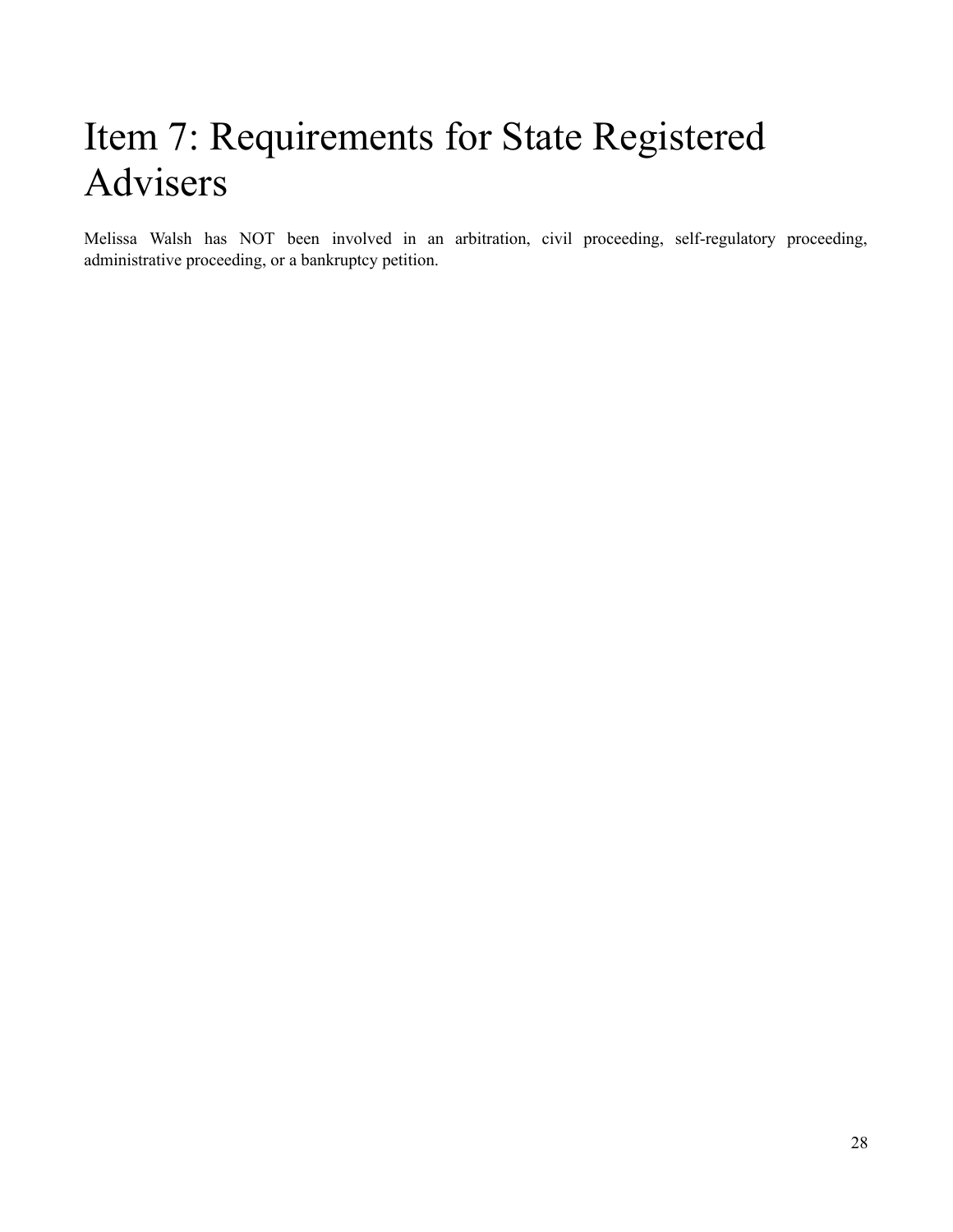# Item 7: Requirements for State Registered Advisers

Melissa Walsh has NOT been involved in an arbitration, civil proceeding, self-regulatory proceeding, administrative proceeding, or a bankruptcy petition.